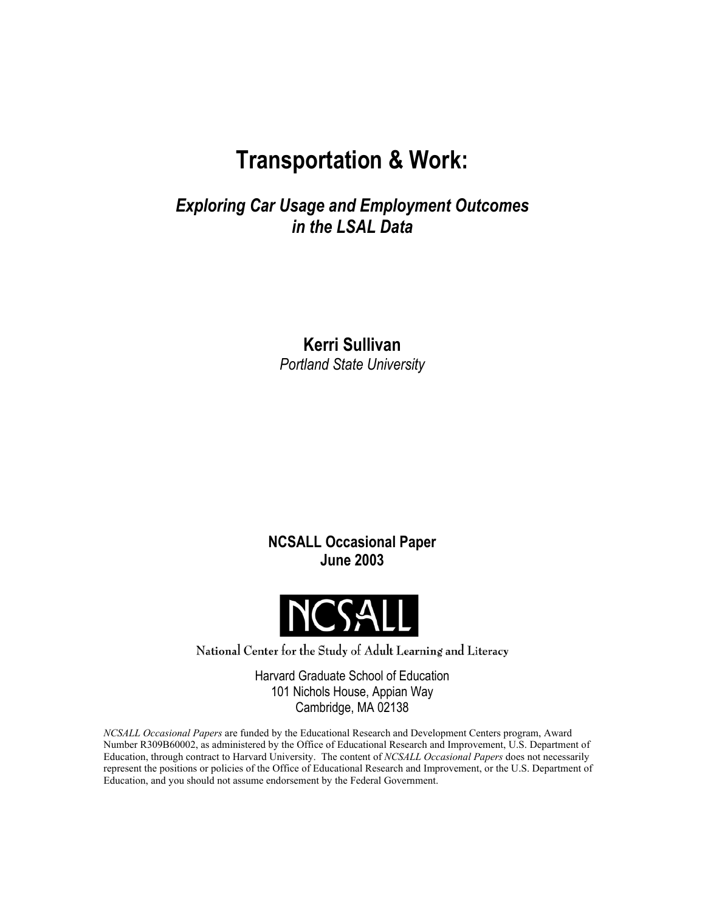# Transportation & Work:

## *Exploring Car Usage and Employment Outcomes in the LSAL Data*

**Kerri Sullivan**

*Portland State University*

**NCSALL Occasional Paper**
**June 2003**

NCSALL

National Center for the Study of Adult Learning and Literacy

Harvard Graduate School of Education
101 Nichols House, Appian Way
Cambridge, MA 02138

*NCSALL Occasional Papers* are funded by the Educational Research and Development Centers program, Award Number R309B60002, as administered by the Office of Educational Research and Improvement, U.S. Department of Education, through contract to Harvard University. The content of *NCSALL Occasional Papers* does not necessarily represent the positions or policies of the Office of Educational Research and Improvement, or the U.S. Department of Education, and you should not assume endorsement by the Federal Government.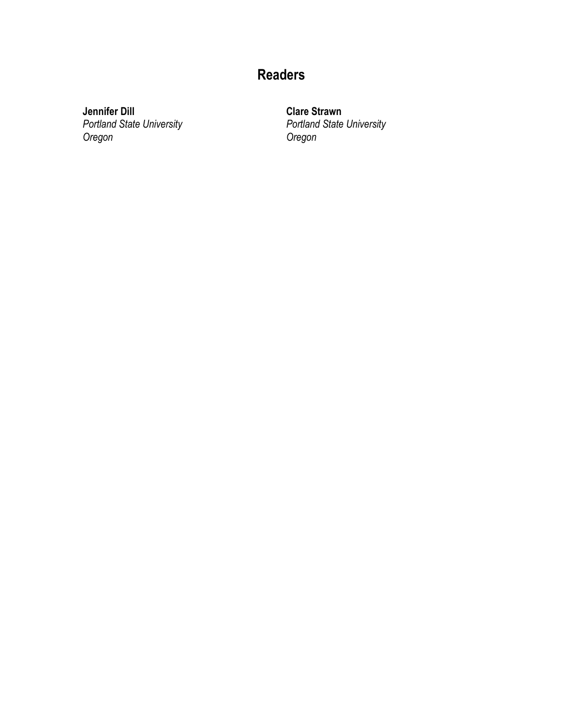## Readers

**Jennifer Dill**
*Portland State University*
*Oregon*

**Clare Strawn**
*Portland State University*
*Oregon*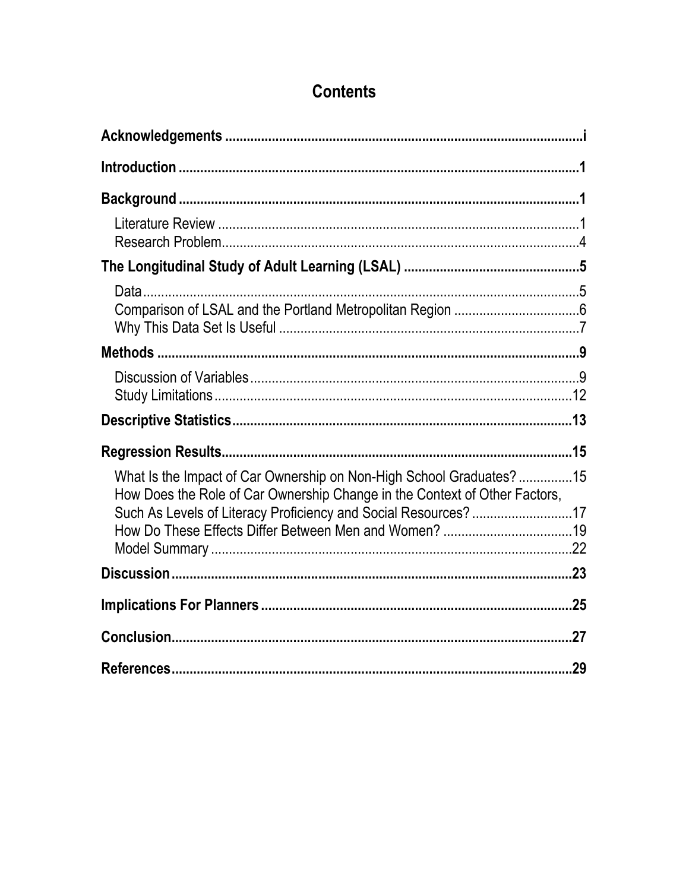# Contents

**Acknowledgements** .................................................................................................i

**Introduction** ..........................................................................................................1

**Background** ..........................................................................................................1

- Literature Review ....................................................................................................1
- Research Problem....................................................................................................4

**The Longitudinal Study of Adult Learning (LSAL)** ................................................5

- Data.........................................................................................................................5
- Comparison of LSAL and the Portland Metropolitan Region ...................................6
- Why This Data Set Is Useful ....................................................................................7

**Methods** ................................................................................................................9

- Discussion of Variables............................................................................................9
- Study Limitations....................................................................................................12

**Descriptive Statistics**.............................................................................................13

**Regression Results**...............................................................................................15

- What Is the Impact of Car Ownership on Non-High School Graduates? ...............15
- How Does the Role of Car Ownership Change in the Context of Other Factors, Such As Levels of Literacy Proficiency and Social Resources? ............................17
- How Do These Effects Differ Between Men and Women? ....................................19
- Model Summary ....................................................................................................22

**Discussion**............................................................................................................23

**Implications For Planners** .....................................................................................25

**Conclusion**.............................................................................................................27

**References**.............................................................................................................29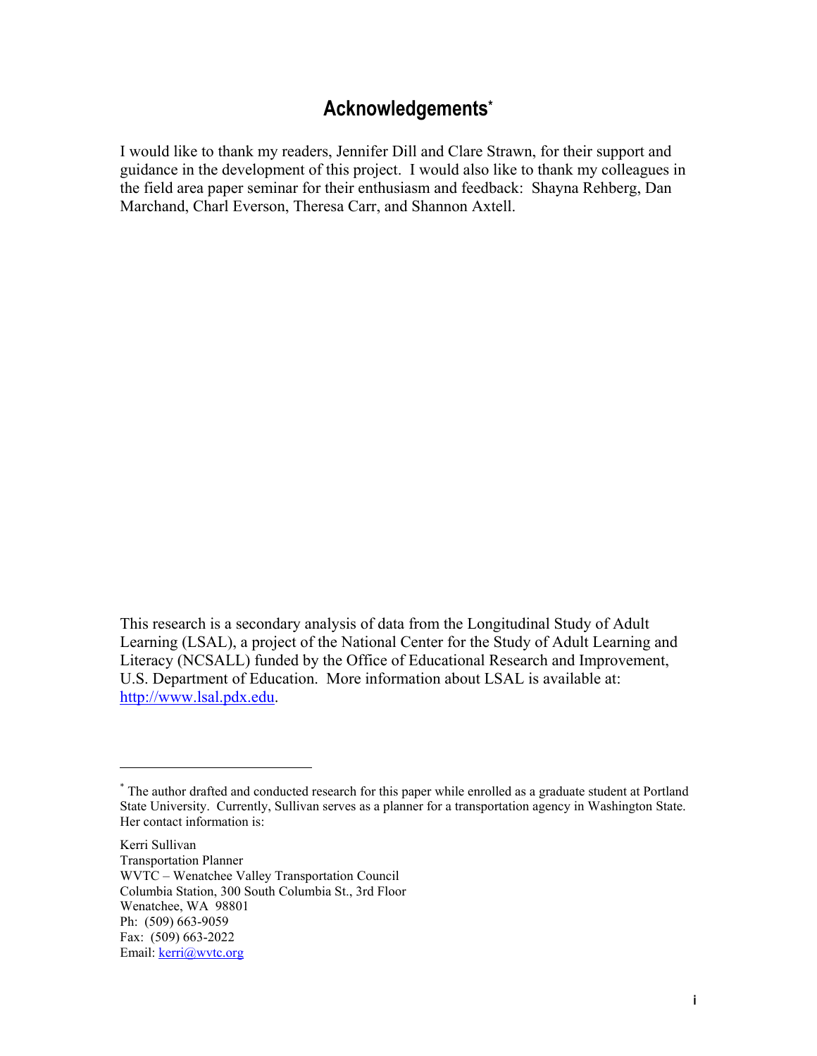# Acknowledgements[*]

I would like to thank my readers, Jennifer Dill and Clare Strawn, for their support and guidance in the development of this project. I would also like to thank my colleagues in the field area paper seminar for their enthusiasm and feedback: Shayna Rehberg, Dan Marchand, Charl Everson, Theresa Carr, and Shannon Axtell.

This research is a secondary analysis of data from the Longitudinal Study of Adult Learning (LSAL), a project of the National Center for the Study of Adult Learning and Literacy (NCSALL) funded by the Office of Educational Research and Improvement, U.S. Department of Education. More information about LSAL is available at: http://www.lsal.pdx.edu.

---

[*] The author drafted and conducted research for this paper while enrolled as a graduate student at Portland State University. Currently, Sullivan serves as a planner for a transportation agency in Washington State. Her contact information is:

Kerri Sullivan
Transportation Planner
WVTC – Wenatchee Valley Transportation Council
Columbia Station, 300 South Columbia St., 3rd Floor
Wenatchee, WA 98801
Ph: (509) 663-9059
Fax: (509) 663-2022
Email: kerri@wvtc.org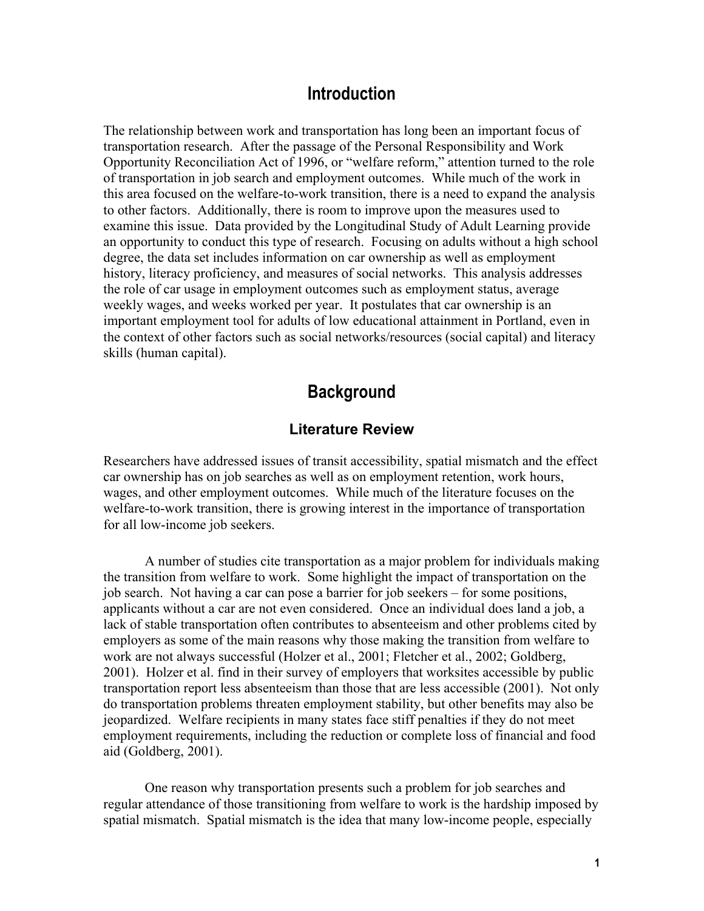# Introduction

The relationship between work and transportation has long been an important focus of transportation research. After the passage of the Personal Responsibility and Work Opportunity Reconciliation Act of 1996, or "welfare reform," attention turned to the role of transportation in job search and employment outcomes. While much of the work in this area focused on the welfare-to-work transition, there is a need to expand the analysis to other factors. Additionally, there is room to improve upon the measures used to examine this issue. Data provided by the Longitudinal Study of Adult Learning provide an opportunity to conduct this type of research. Focusing on adults without a high school degree, the data set includes information on car ownership as well as employment history, literacy proficiency, and measures of social networks. This analysis addresses the role of car usage in employment outcomes such as employment status, average weekly wages, and weeks worked per year. It postulates that car ownership is an important employment tool for adults of low educational attainment in Portland, even in the context of other factors such as social networks/resources (social capital) and literacy skills (human capital).

# Background

## Literature Review

Researchers have addressed issues of transit accessibility, spatial mismatch and the effect car ownership has on job searches as well as on employment retention, work hours, wages, and other employment outcomes. While much of the literature focuses on the welfare-to-work transition, there is growing interest in the importance of transportation for all low-income job seekers.

A number of studies cite transportation as a major problem for individuals making the transition from welfare to work. Some highlight the impact of transportation on the job search. Not having a car can pose a barrier for job seekers – for some positions, applicants without a car are not even considered. Once an individual does land a job, a lack of stable transportation often contributes to absenteeism and other problems cited by employers as some of the main reasons why those making the transition from welfare to work are not always successful (Holzer et al., 2001; Fletcher et al., 2002; Goldberg, 2001). Holzer et al. find in their survey of employers that worksites accessible by public transportation report less absenteeism than those that are less accessible (2001). Not only do transportation problems threaten employment stability, but other benefits may also be jeopardized. Welfare recipients in many states face stiff penalties if they do not meet employment requirements, including the reduction or complete loss of financial and food aid (Goldberg, 2001).

One reason why transportation presents such a problem for job searches and regular attendance of those transitioning from welfare to work is the hardship imposed by spatial mismatch. Spatial mismatch is the idea that many low-income people, especially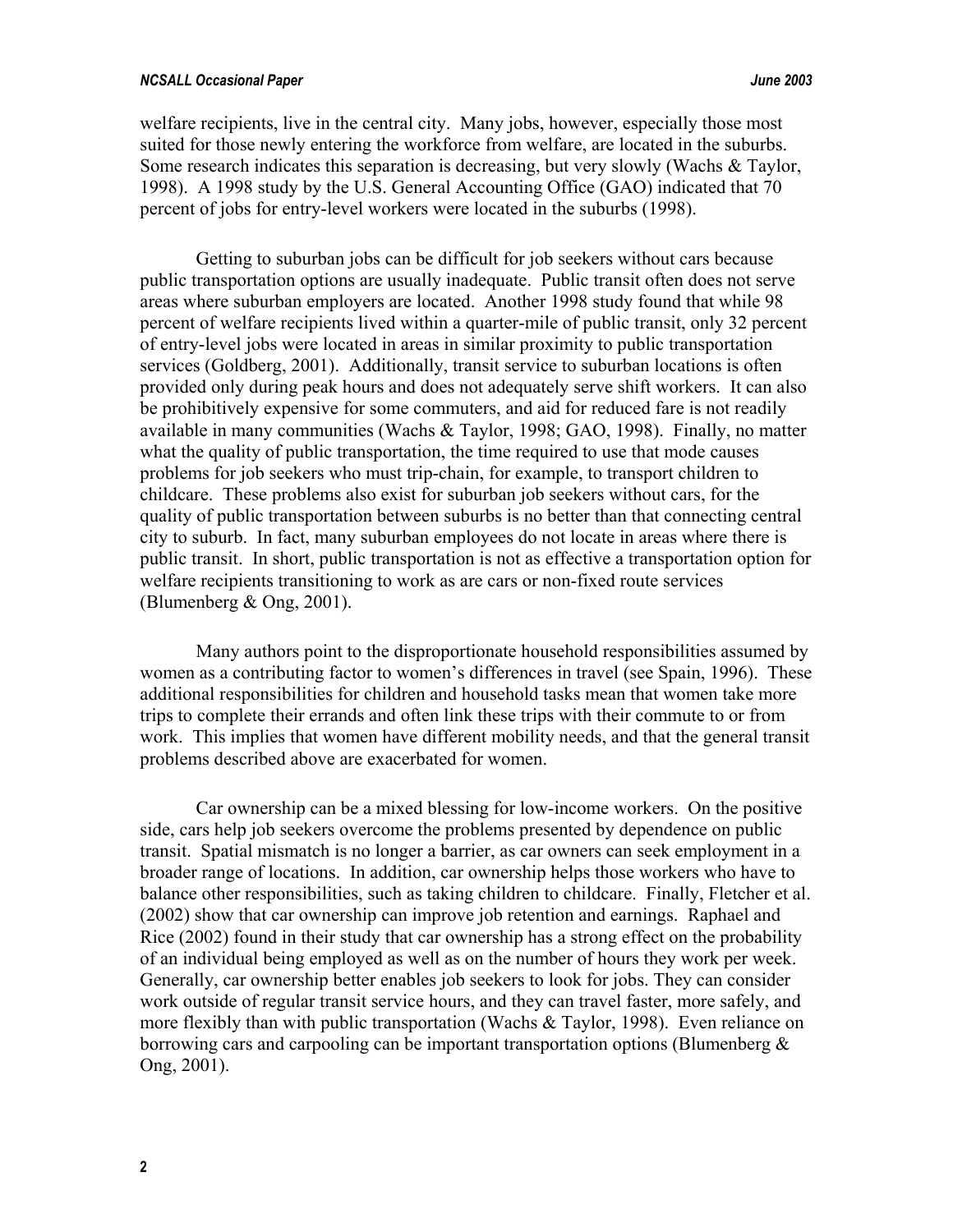welfare recipients, live in the central city. Many jobs, however, especially those most suited for those newly entering the workforce from welfare, are located in the suburbs. Some research indicates this separation is decreasing, but very slowly (Wachs & Taylor, 1998). A 1998 study by the U.S. General Accounting Office (GAO) indicated that 70 percent of jobs for entry-level workers were located in the suburbs (1998).

Getting to suburban jobs can be difficult for job seekers without cars because public transportation options are usually inadequate. Public transit often does not serve areas where suburban employers are located. Another 1998 study found that while 98 percent of welfare recipients lived within a quarter-mile of public transit, only 32 percent of entry-level jobs were located in areas in similar proximity to public transportation services (Goldberg, 2001). Additionally, transit service to suburban locations is often provided only during peak hours and does not adequately serve shift workers. It can also be prohibitively expensive for some commuters, and aid for reduced fare is not readily available in many communities (Wachs & Taylor, 1998; GAO, 1998). Finally, no matter what the quality of public transportation, the time required to use that mode causes problems for job seekers who must trip-chain, for example, to transport children to childcare. These problems also exist for suburban job seekers without cars, for the quality of public transportation between suburbs is no better than that connecting central city to suburb. In fact, many suburban employees do not locate in areas where there is public transit. In short, public transportation is not as effective a transportation option for welfare recipients transitioning to work as are cars or non-fixed route services (Blumenberg & Ong, 2001).

Many authors point to the disproportionate household responsibilities assumed by women as a contributing factor to women's differences in travel (see Spain, 1996). These additional responsibilities for children and household tasks mean that women take more trips to complete their errands and often link these trips with their commute to or from work. This implies that women have different mobility needs, and that the general transit problems described above are exacerbated for women.

Car ownership can be a mixed blessing for low-income workers. On the positive side, cars help job seekers overcome the problems presented by dependence on public transit. Spatial mismatch is no longer a barrier, as car owners can seek employment in a broader range of locations. In addition, car ownership helps those workers who have to balance other responsibilities, such as taking children to childcare. Finally, Fletcher et al. (2002) show that car ownership can improve job retention and earnings. Raphael and Rice (2002) found in their study that car ownership has a strong effect on the probability of an individual being employed as well as on the number of hours they work per week. Generally, car ownership better enables job seekers to look for jobs. They can consider work outside of regular transit service hours, and they can travel faster, more safely, and more flexibly than with public transportation (Wachs & Taylor, 1998). Even reliance on borrowing cars and carpooling can be important transportation options (Blumenberg & Ong, 2001).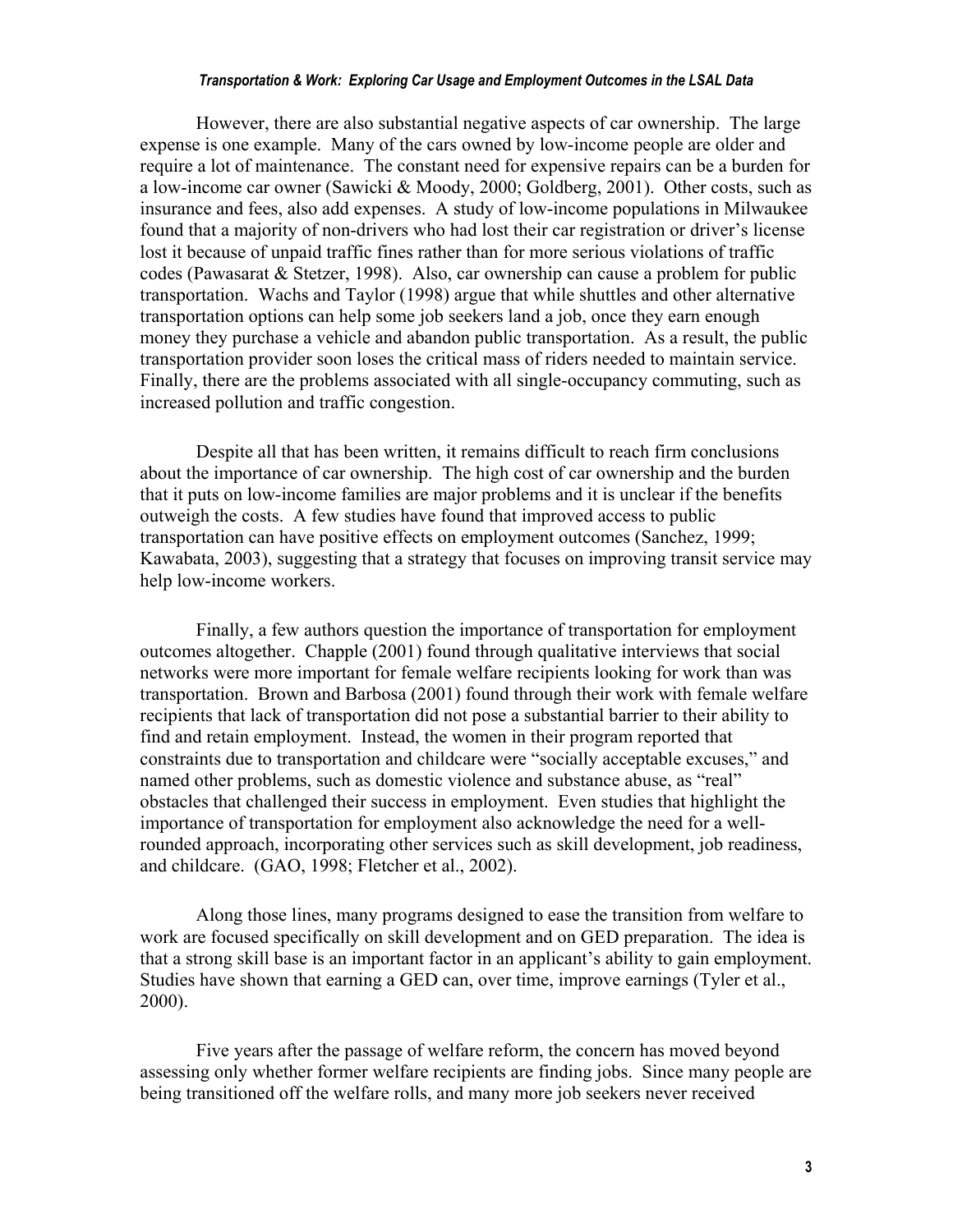However, there are also substantial negative aspects of car ownership. The large expense is one example. Many of the cars owned by low-income people are older and require a lot of maintenance. The constant need for expensive repairs can be a burden for a low-income car owner (Sawicki & Moody, 2000; Goldberg, 2001). Other costs, such as insurance and fees, also add expenses. A study of low-income populations in Milwaukee found that a majority of non-drivers who had lost their car registration or driver's license lost it because of unpaid traffic fines rather than for more serious violations of traffic codes (Pawasarat & Stetzer, 1998). Also, car ownership can cause a problem for public transportation. Wachs and Taylor (1998) argue that while shuttles and other alternative transportation options can help some job seekers land a job, once they earn enough money they purchase a vehicle and abandon public transportation. As a result, the public transportation provider soon loses the critical mass of riders needed to maintain service. Finally, there are the problems associated with all single-occupancy commuting, such as increased pollution and traffic congestion.

Despite all that has been written, it remains difficult to reach firm conclusions about the importance of car ownership. The high cost of car ownership and the burden that it puts on low-income families are major problems and it is unclear if the benefits outweigh the costs. A few studies have found that improved access to public transportation can have positive effects on employment outcomes (Sanchez, 1999; Kawabata, 2003), suggesting that a strategy that focuses on improving transit service may help low-income workers.

Finally, a few authors question the importance of transportation for employment outcomes altogether. Chapple (2001) found through qualitative interviews that social networks were more important for female welfare recipients looking for work than was transportation. Brown and Barbosa (2001) found through their work with female welfare recipients that lack of transportation did not pose a substantial barrier to their ability to find and retain employment. Instead, the women in their program reported that constraints due to transportation and childcare were "socially acceptable excuses," and named other problems, such as domestic violence and substance abuse, as "real" obstacles that challenged their success in employment. Even studies that highlight the importance of transportation for employment also acknowledge the need for a well-rounded approach, incorporating other services such as skill development, job readiness, and childcare. (GAO, 1998; Fletcher et al., 2002).

Along those lines, many programs designed to ease the transition from welfare to work are focused specifically on skill development and on GED preparation. The idea is that a strong skill base is an important factor in an applicant's ability to gain employment. Studies have shown that earning a GED can, over time, improve earnings (Tyler et al., 2000).

Five years after the passage of welfare reform, the concern has moved beyond assessing only whether former welfare recipients are finding jobs. Since many people are being transitioned off the welfare rolls, and many more job seekers never received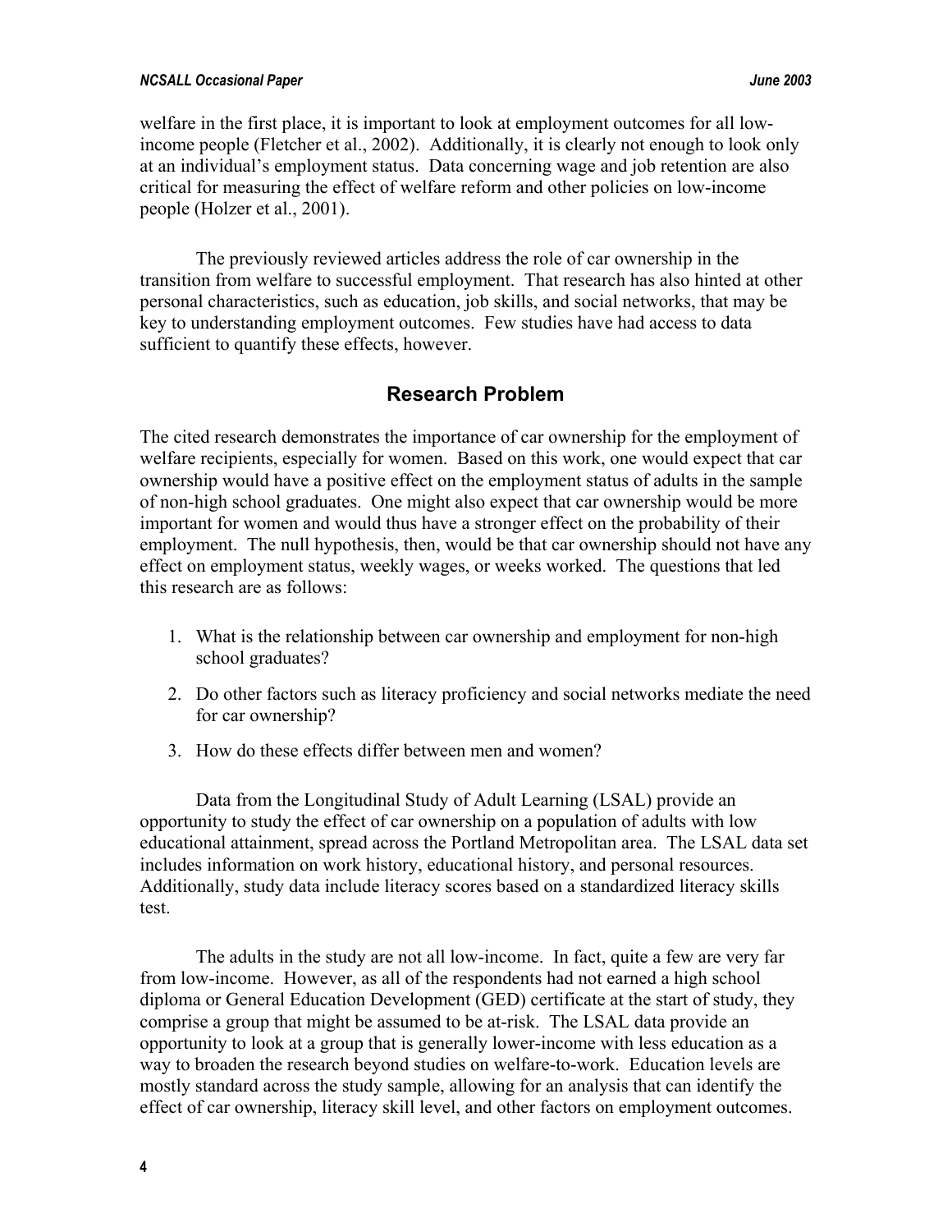welfare in the first place, it is important to look at employment outcomes for all low-income people (Fletcher et al., 2002). Additionally, it is clearly not enough to look only at an individual's employment status. Data concerning wage and job retention are also critical for measuring the effect of welfare reform and other policies on low-income people (Holzer et al., 2001).

The previously reviewed articles address the role of car ownership in the transition from welfare to successful employment. That research has also hinted at other personal characteristics, such as education, job skills, and social networks, that may be key to understanding employment outcomes. Few studies have had access to data sufficient to quantify these effects, however.

## Research Problem

The cited research demonstrates the importance of car ownership for the employment of welfare recipients, especially for women. Based on this work, one would expect that car ownership would have a positive effect on the employment status of adults in the sample of non-high school graduates. One might also expect that car ownership would be more important for women and would thus have a stronger effect on the probability of their employment. The null hypothesis, then, would be that car ownership should not have any effect on employment status, weekly wages, or weeks worked. The questions that led this research are as follows:

1. What is the relationship between car ownership and employment for non-high school graduates?
2. Do other factors such as literacy proficiency and social networks mediate the need for car ownership?
3. How do these effects differ between men and women?

Data from the Longitudinal Study of Adult Learning (LSAL) provide an opportunity to study the effect of car ownership on a population of adults with low educational attainment, spread across the Portland Metropolitan area. The LSAL data set includes information on work history, educational history, and personal resources. Additionally, study data include literacy scores based on a standardized literacy skills test.

The adults in the study are not all low-income. In fact, quite a few are very far from low-income. However, as all of the respondents had not earned a high school diploma or General Education Development (GED) certificate at the start of study, they comprise a group that might be assumed to be at-risk. The LSAL data provide an opportunity to look at a group that is generally lower-income with less education as a way to broaden the research beyond studies on welfare-to-work. Education levels are mostly standard across the study sample, allowing for an analysis that can identify the effect of car ownership, literacy skill level, and other factors on employment outcomes.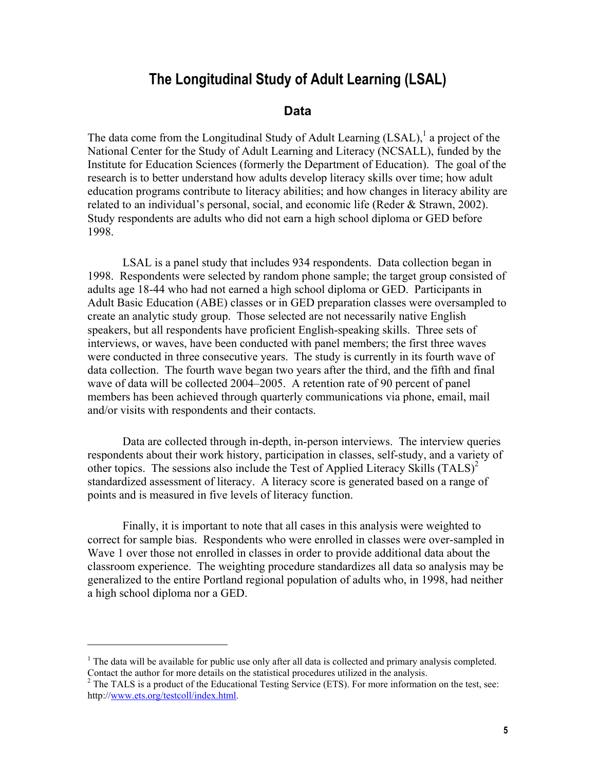# The Longitudinal Study of Adult Learning (LSAL)

## Data

The data come from the Longitudinal Study of Adult Learning (LSAL),[1] a project of the National Center for the Study of Adult Learning and Literacy (NCSALL), funded by the Institute for Education Sciences (formerly the Department of Education). The goal of the research is to better understand how adults develop literacy skills over time; how adult education programs contribute to literacy abilities; and how changes in literacy ability are related to an individual's personal, social, and economic life (Reder & Strawn, 2002). Study respondents are adults who did not earn a high school diploma or GED before 1998.

LSAL is a panel study that includes 934 respondents. Data collection began in 1998. Respondents were selected by random phone sample; the target group consisted of adults age 18-44 who had not earned a high school diploma or GED. Participants in Adult Basic Education (ABE) classes or in GED preparation classes were oversampled to create an analytic study group. Those selected are not necessarily native English speakers, but all respondents have proficient English-speaking skills. Three sets of interviews, or waves, have been conducted with panel members; the first three waves were conducted in three consecutive years. The study is currently in its fourth wave of data collection. The fourth wave began two years after the third, and the fifth and final wave of data will be collected 2004–2005. A retention rate of 90 percent of panel members has been achieved through quarterly communications via phone, email, mail and/or visits with respondents and their contacts.

Data are collected through in-depth, in-person interviews. The interview queries respondents about their work history, participation in classes, self-study, and a variety of other topics. The sessions also include the Test of Applied Literacy Skills (TALS)[2] standardized assessment of literacy. A literacy score is generated based on a range of points and is measured in five levels of literacy function.

Finally, it is important to note that all cases in this analysis were weighted to correct for sample bias. Respondents who were enrolled in classes were over-sampled in Wave 1 over those not enrolled in classes in order to provide additional data about the classroom experience. The weighting procedure standardizes all data so analysis may be generalized to the entire Portland regional population of adults who, in 1998, had neither a high school diploma nor a GED.

---

[1] The data will be available for public use only after all data is collected and primary analysis completed. Contact the author for more details on the statistical procedures utilized in the analysis.

[2] The TALS is a product of the Educational Testing Service (ETS). For more information on the test, see: http://www.ets.org/testcoll/index.html.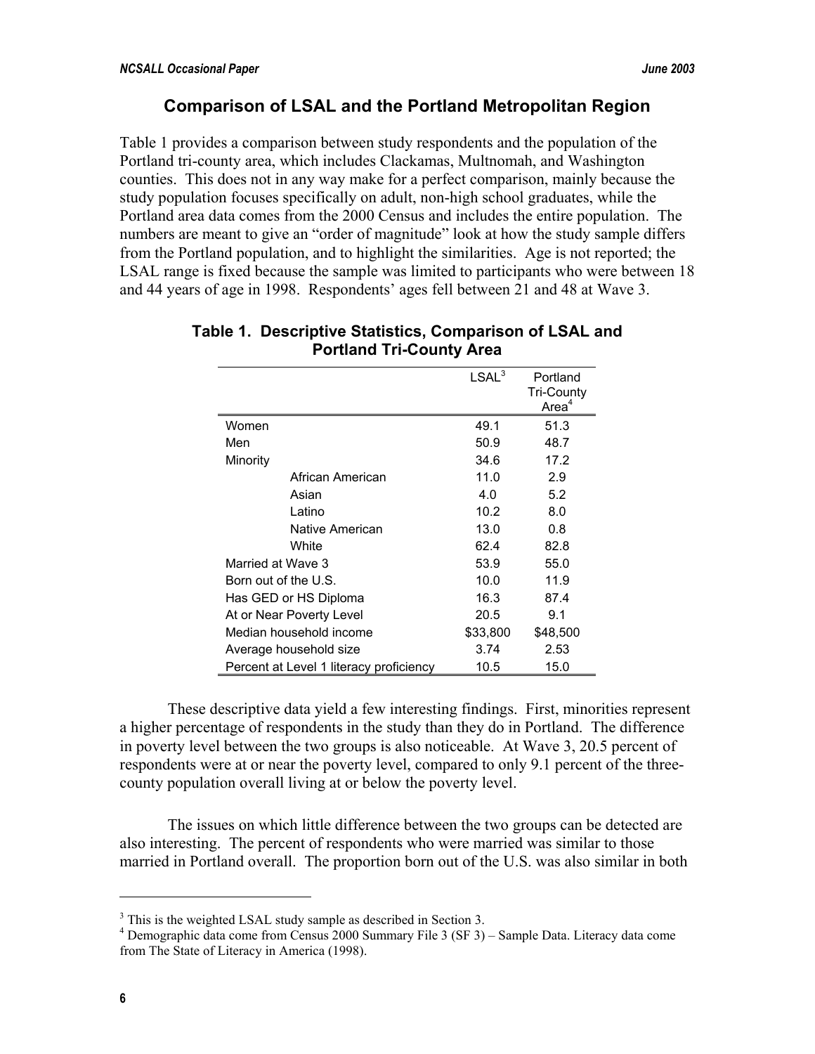## Comparison of LSAL and the Portland Metropolitan Region

Table 1 provides a comparison between study respondents and the population of the Portland tri-county area, which includes Clackamas, Multnomah, and Washington counties. This does not in any way make for a perfect comparison, mainly because the study population focuses specifically on adult, non-high school graduates, while the Portland area data comes from the 2000 Census and includes the entire population. The numbers are meant to give an "order of magnitude" look at how the study sample differs from the Portland population, and to highlight the similarities. Age is not reported; the LSAL range is fixed because the sample was limited to participants who were between 18 and 44 years of age in 1998. Respondents' ages fell between 21 and 48 at Wave 3.

**Table 1. Descriptive Statistics, Comparison of LSAL and Portland Tri-County Area**

| | LSAL[3] | Portland Tri-County Area[4] |
|---|---|---|
| Women | 49.1 | 51.3 |
| Men | 50.9 | 48.7 |
| Minority | 34.6 | 17.2 |
| African American | 11.0 | 2.9 |
| Asian | 4.0 | 5.2 |
| Latino | 10.2 | 8.0 |
| Native American | 13.0 | 0.8 |
| White | 62.4 | 82.8 |
| Married at Wave 3 | 53.9 | 55.0 |
| Born out of the U.S. | 10.0 | 11.9 |
| Has GED or HS Diploma | 16.3 | 87.4 |
| At or Near Poverty Level | 20.5 | 9.1 |
| Median household income | $33,800 | $48,500 |
| Average household size | 3.74 | 2.53 |
| Percent at Level 1 literacy proficiency | 10.5 | 15.0 |

These descriptive data yield a few interesting findings. First, minorities represent a higher percentage of respondents in the study than they do in Portland. The difference in poverty level between the two groups is also noticeable. At Wave 3, 20.5 percent of respondents were at or near the poverty level, compared to only 9.1 percent of the three-county population overall living at or below the poverty level.

The issues on which little difference between the two groups can be detected are also interesting. The percent of respondents who were married was similar to those married in Portland overall. The proportion born out of the U.S. was also similar in both

[3] This is the weighted LSAL study sample as described in Section 3.

[4] Demographic data come from Census 2000 Summary File 3 (SF 3) – Sample Data. Literacy data come from The State of Literacy in America (1998).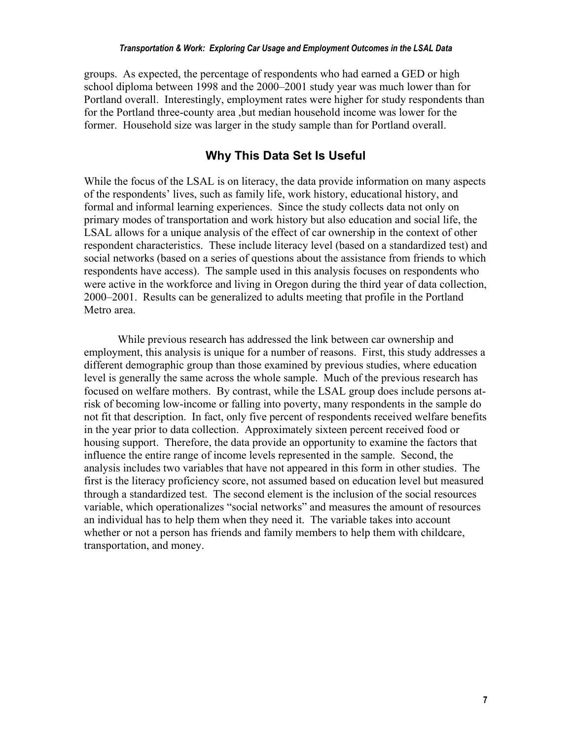groups. As expected, the percentage of respondents who had earned a GED or high school diploma between 1998 and the 2000–2001 study year was much lower than for Portland overall. Interestingly, employment rates were higher for study respondents than for the Portland three-county area ,but median household income was lower for the former. Household size was larger in the study sample than for Portland overall.

## Why This Data Set Is Useful

While the focus of the LSAL is on literacy, the data provide information on many aspects of the respondents' lives, such as family life, work history, educational history, and formal and informal learning experiences. Since the study collects data not only on primary modes of transportation and work history but also education and social life, the LSAL allows for a unique analysis of the effect of car ownership in the context of other respondent characteristics. These include literacy level (based on a standardized test) and social networks (based on a series of questions about the assistance from friends to which respondents have access). The sample used in this analysis focuses on respondents who were active in the workforce and living in Oregon during the third year of data collection, 2000–2001. Results can be generalized to adults meeting that profile in the Portland Metro area.

While previous research has addressed the link between car ownership and employment, this analysis is unique for a number of reasons. First, this study addresses a different demographic group than those examined by previous studies, where education level is generally the same across the whole sample. Much of the previous research has focused on welfare mothers. By contrast, while the LSAL group does include persons at-risk of becoming low-income or falling into poverty, many respondents in the sample do not fit that description. In fact, only five percent of respondents received welfare benefits in the year prior to data collection. Approximately sixteen percent received food or housing support. Therefore, the data provide an opportunity to examine the factors that influence the entire range of income levels represented in the sample. Second, the analysis includes two variables that have not appeared in this form in other studies. The first is the literacy proficiency score, not assumed based on education level but measured through a standardized test. The second element is the inclusion of the social resources variable, which operationalizes "social networks" and measures the amount of resources an individual has to help them when they need it. The variable takes into account whether or not a person has friends and family members to help them with childcare, transportation, and money.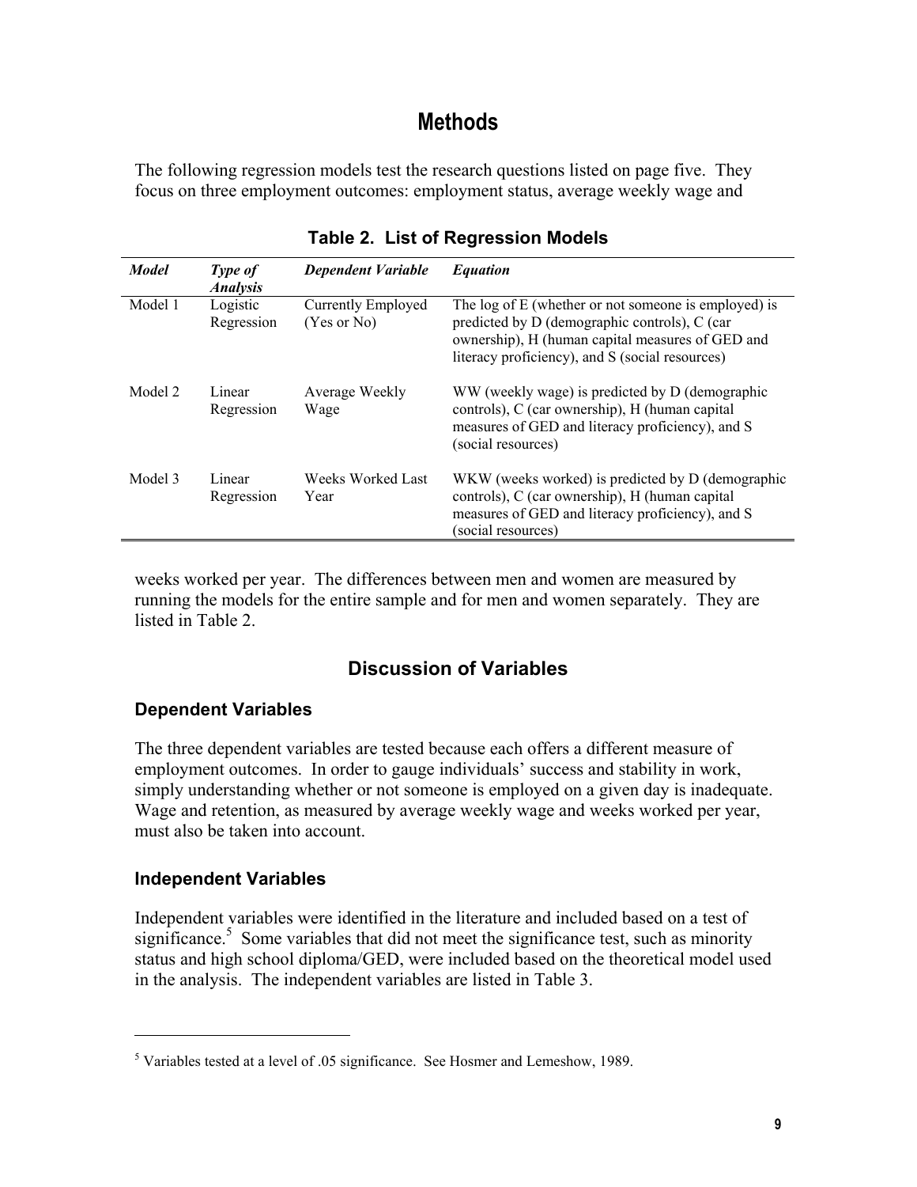# Methods

The following regression models test the research questions listed on page five. They focus on three employment outcomes: employment status, average weekly wage and weeks worked per year. The differences between men and women are measured by running the models for the entire sample and for men and women separately. They are listed in Table 2.

**Table 2. List of Regression Models**

| *Model* | *Type of Analysis* | *Dependent Variable* | *Equation* |
|---|---|---|---|
| Model 1 | Logistic Regression | Currently Employed (Yes or No) | The log of E (whether or not someone is employed) is predicted by D (demographic controls), C (car ownership), H (human capital measures of GED and literacy proficiency), and S (social resources) |
| Model 2 | Linear Regression | Average Weekly Wage | WW (weekly wage) is predicted by D (demographic controls), C (car ownership), H (human capital measures of GED and literacy proficiency), and S (social resources) |
| Model 3 | Linear Regression | Weeks Worked Last Year | WKW (weeks worked) is predicted by D (demographic controls), C (car ownership), H (human capital measures of GED and literacy proficiency), and S (social resources) |

## Discussion of Variables

### Dependent Variables

The three dependent variables are tested because each offers a different measure of employment outcomes. In order to gauge individuals' success and stability in work, simply understanding whether or not someone is employed on a given day is inadequate. Wage and retention, as measured by average weekly wage and weeks worked per year, must also be taken into account.

### Independent Variables

Independent variables were identified in the literature and included based on a test of significance.[5] Some variables that did not meet the significance test, such as minority status and high school diploma/GED, were included based on the theoretical model used in the analysis. The independent variables are listed in Table 3.

---

[5] Variables tested at a level of .05 significance. See Hosmer and Lemeshow, 1989.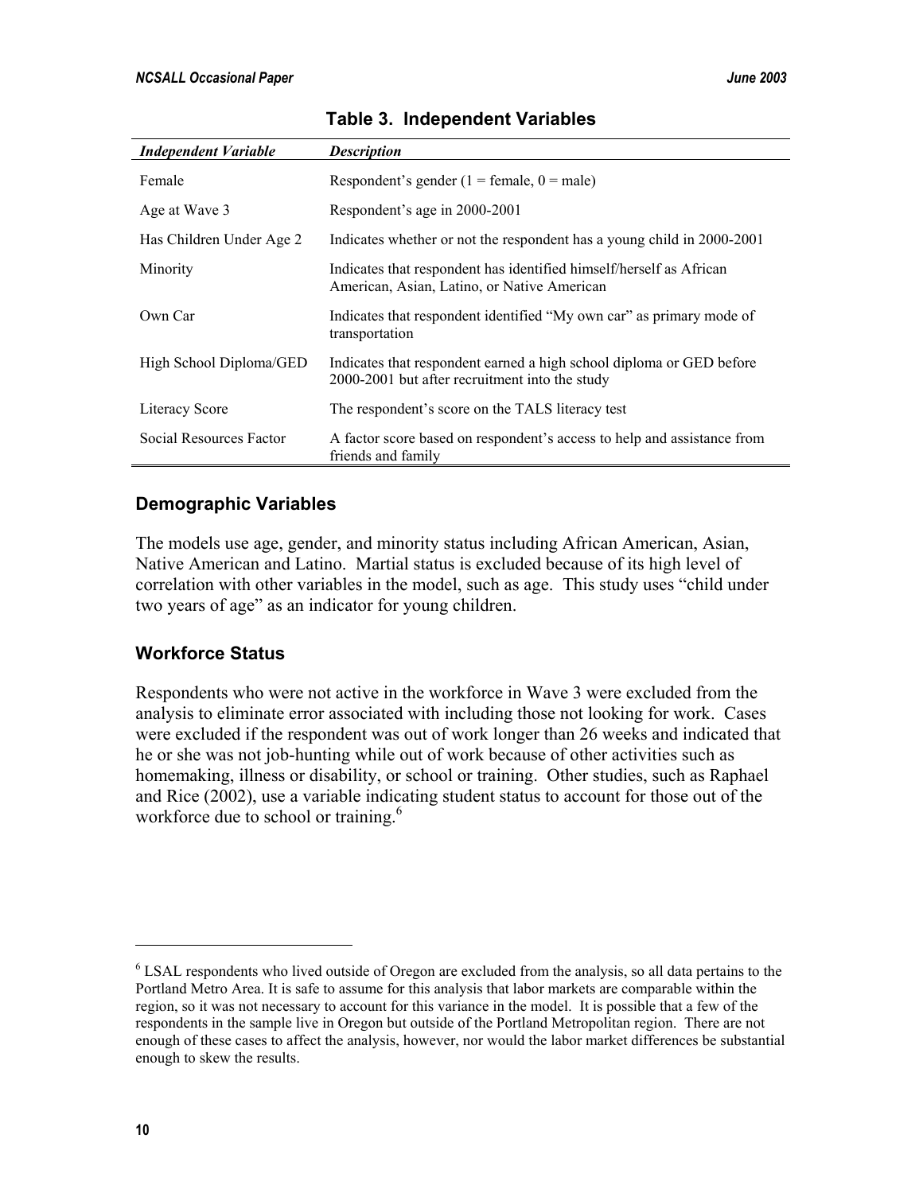**Table 3. Independent Variables**

| *Independent Variable* | *Description* |
|---|---|
| Female | Respondent's gender (1 = female, 0 = male) |
| Age at Wave 3 | Respondent's age in 2000-2001 |
| Has Children Under Age 2 | Indicates whether or not the respondent has a young child in 2000-2001 |
| Minority | Indicates that respondent has identified himself/herself as African American, Asian, Latino, or Native American |
| Own Car | Indicates that respondent identified "My own car" as primary mode of transportation |
| High School Diploma/GED | Indicates that respondent earned a high school diploma or GED before 2000-2001 but after recruitment into the study |
| Literacy Score | The respondent's score on the TALS literacy test |
| Social Resources Factor | A factor score based on respondent's access to help and assistance from friends and family |

## Demographic Variables

The models use age, gender, and minority status including African American, Asian, Native American and Latino. Martial status is excluded because of its high level of correlation with other variables in the model, such as age. This study uses "child under two years of age" as an indicator for young children.

## Workforce Status

Respondents who were not active in the workforce in Wave 3 were excluded from the analysis to eliminate error associated with including those not looking for work. Cases were excluded if the respondent was out of work longer than 26 weeks and indicated that he or she was not job-hunting while out of work because of other activities such as homemaking, illness or disability, or school or training. Other studies, such as Raphael and Rice (2002), use a variable indicating student status to account for those out of the workforce due to school or training.[6]

---

[6] LSAL respondents who lived outside of Oregon are excluded from the analysis, so all data pertains to the Portland Metro Area. It is safe to assume for this analysis that labor markets are comparable within the region, so it was not necessary to account for this variance in the model. It is possible that a few of the respondents in the sample live in Oregon but outside of the Portland Metropolitan region. There are not enough of these cases to affect the analysis, however, nor would the labor market differences be substantial enough to skew the results.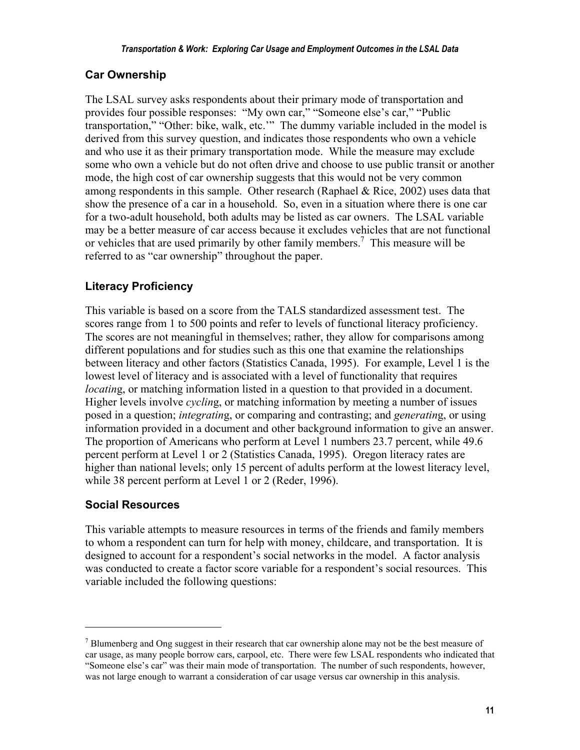## Car Ownership

The LSAL survey asks respondents about their primary mode of transportation and provides four possible responses: "My own car," "Someone else's car," "Public transportation," "Other: bike, walk, etc.'" The dummy variable included in the model is derived from this survey question, and indicates those respondents who own a vehicle and who use it as their primary transportation mode. While the measure may exclude some who own a vehicle but do not often drive and choose to use public transit or another mode, the high cost of car ownership suggests that this would not be very common among respondents in this sample. Other research (Raphael & Rice, 2002) uses data that show the presence of a car in a household. So, even in a situation where there is one car for a two-adult household, both adults may be listed as car owners. The LSAL variable may be a better measure of car access because it excludes vehicles that are not functional or vehicles that are used primarily by other family members.[7] This measure will be referred to as "car ownership" throughout the paper.

## Literacy Proficiency

This variable is based on a score from the TALS standardized assessment test. The scores range from 1 to 500 points and refer to levels of functional literacy proficiency. The scores are not meaningful in themselves; rather, they allow for comparisons among different populations and for studies such as this one that examine the relationships between literacy and other factors (Statistics Canada, 1995). For example, Level 1 is the lowest level of literacy and is associated with a level of functionality that requires *locatin*g, or matching information listed in a question to that provided in a document. Higher levels involve *cyclin*g, or matching information by meeting a number of issues posed in a question; *integratin*g, or comparing and contrasting; and *generatin*g, or using information provided in a document and other background information to give an answer. The proportion of Americans who perform at Level 1 numbers 23.7 percent, while 49.6 percent perform at Level 1 or 2 (Statistics Canada, 1995). Oregon literacy rates are higher than national levels; only 15 percent of adults perform at the lowest literacy level, while 38 percent perform at Level 1 or 2 (Reder, 1996).

## Social Resources

This variable attempts to measure resources in terms of the friends and family members to whom a respondent can turn for help with money, childcare, and transportation. It is designed to account for a respondent's social networks in the model. A factor analysis was conducted to create a factor score variable for a respondent's social resources. This variable included the following questions:

---

[7] Blumenberg and Ong suggest in their research that car ownership alone may not be the best measure of car usage, as many people borrow cars, carpool, etc. There were few LSAL respondents who indicated that "Someone else's car" was their main mode of transportation. The number of such respondents, however, was not large enough to warrant a consideration of car usage versus car ownership in this analysis.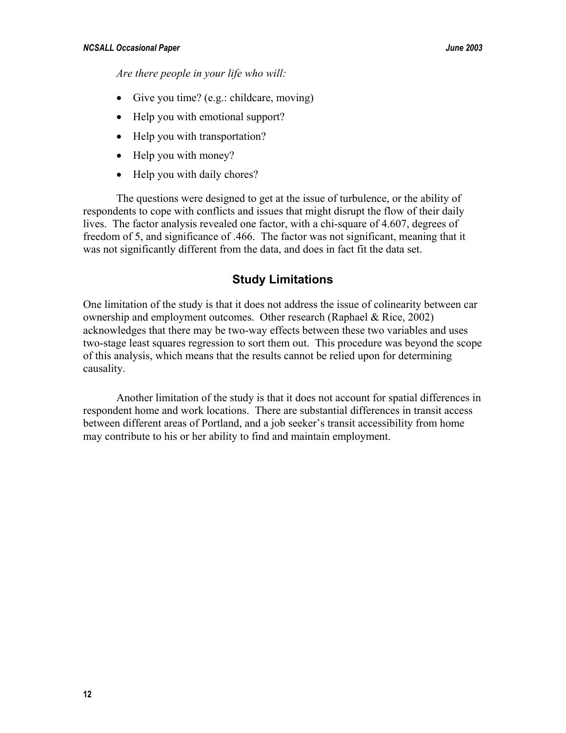*Are there people in your life who will:*

- Give you time? (e.g.: childcare, moving)
- Help you with emotional support?
- Help you with transportation?
- Help you with money?
- Help you with daily chores?

The questions were designed to get at the issue of turbulence, or the ability of respondents to cope with conflicts and issues that might disrupt the flow of their daily lives. The factor analysis revealed one factor, with a chi-square of 4.607, degrees of freedom of 5, and significance of .466. The factor was not significant, meaning that it was not significantly different from the data, and does in fact fit the data set.

## Study Limitations

One limitation of the study is that it does not address the issue of colinearity between car ownership and employment outcomes. Other research (Raphael & Rice, 2002) acknowledges that there may be two-way effects between these two variables and uses two-stage least squares regression to sort them out. This procedure was beyond the scope of this analysis, which means that the results cannot be relied upon for determining causality.

Another limitation of the study is that it does not account for spatial differences in respondent home and work locations. There are substantial differences in transit access between different areas of Portland, and a job seeker's transit accessibility from home may contribute to his or her ability to find and maintain employment.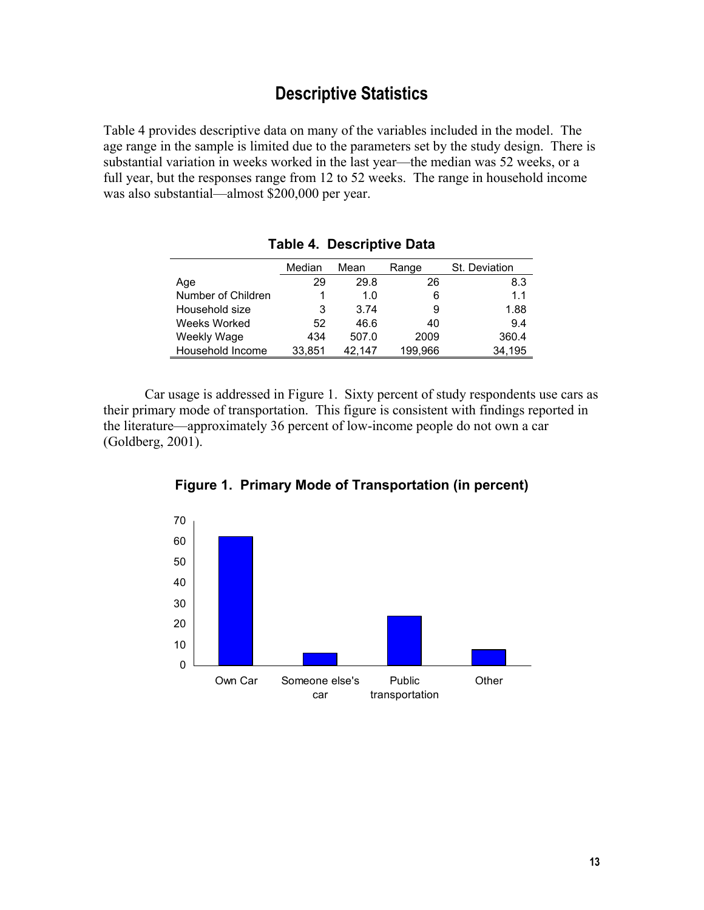# Descriptive Statistics

Table 4 provides descriptive data on many of the variables included in the model. The age range in the sample is limited due to the parameters set by the study design. There is substantial variation in weeks worked in the last year—the median was 52 weeks, or a full year, but the responses range from 12 to 52 weeks. The range in household income was also substantial—almost $200,000 per year.

**Table 4. Descriptive Data**

| | Median | Mean | Range | St. Deviation |
|---|---|---|---|---|
| Age | 29 | 29.8 | 26 | 8.3 |
| Number of Children | 1 | 1.0 | 6 | 1.1 |
| Household size | 3 | 3.74 | 9 | 1.88 |
| Weeks Worked | 52 | 46.6 | 40 | 9.4 |
| Weekly Wage | 434 | 507.0 | 2009 | 360.4 |
| Household Income | 33,851 | 42,147 | 199,966 | 34,195 |

Car usage is addressed in Figure 1. Sixty percent of study respondents use cars as their primary mode of transportation. This figure is consistent with findings reported in the literature—approximately 36 percent of low-income people do not own a car (Goldberg, 2001).

**Figure 1. Primary Mode of Transportation (in percent)**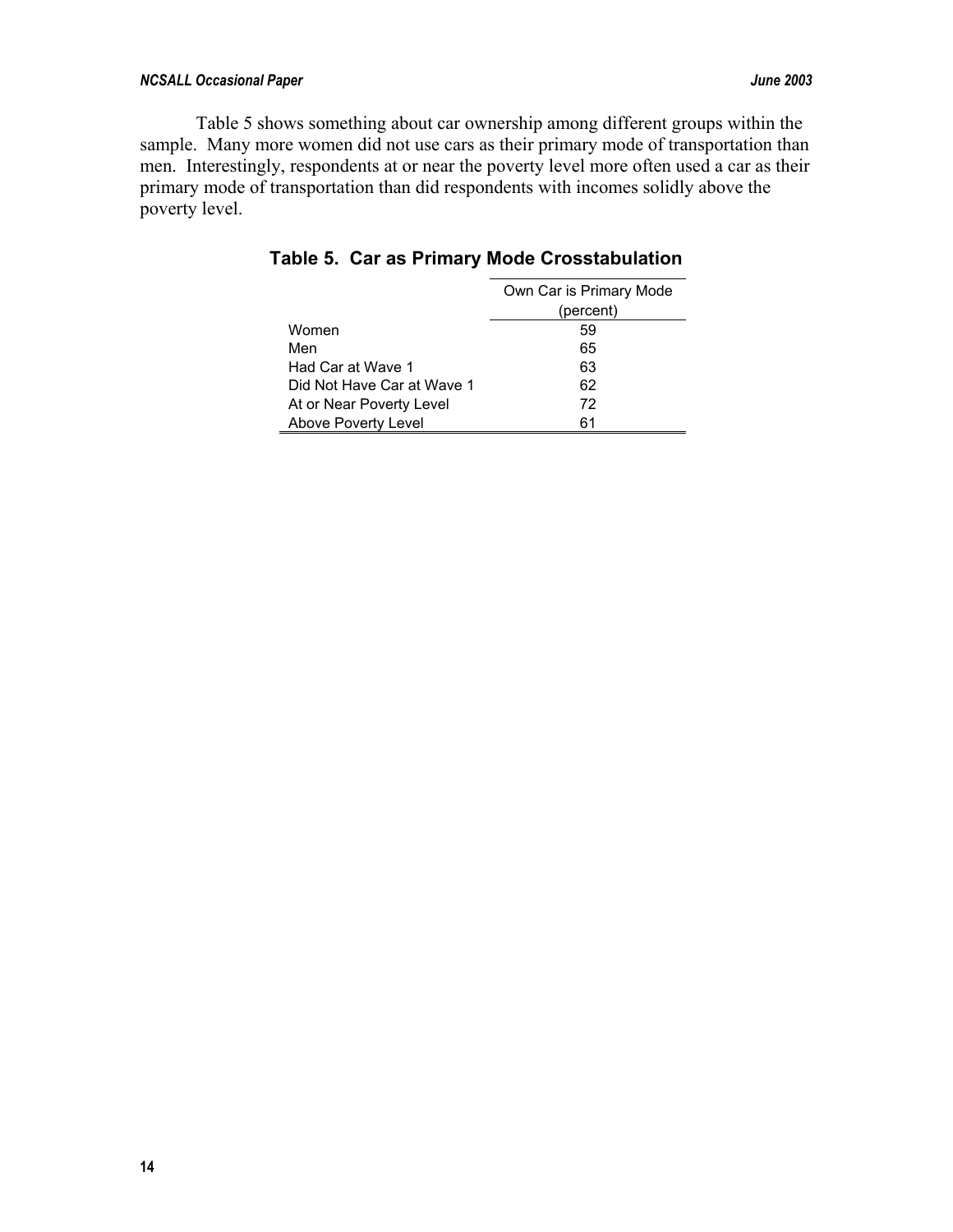Table 5 shows something about car ownership among different groups within the sample. Many more women did not use cars as their primary mode of transportation than men. Interestingly, respondents at or near the poverty level more often used a car as their primary mode of transportation than did respondents with incomes solidly above the poverty level.

**Table 5. Car as Primary Mode Crosstabulation**

| | Own Car is Primary Mode (percent) |
|---|---|
| Women | 59 |
| Men | 65 |
| Had Car at Wave 1 | 63 |
| Did Not Have Car at Wave 1 | 62 |
| At or Near Poverty Level | 72 |
| Above Poverty Level | 61 |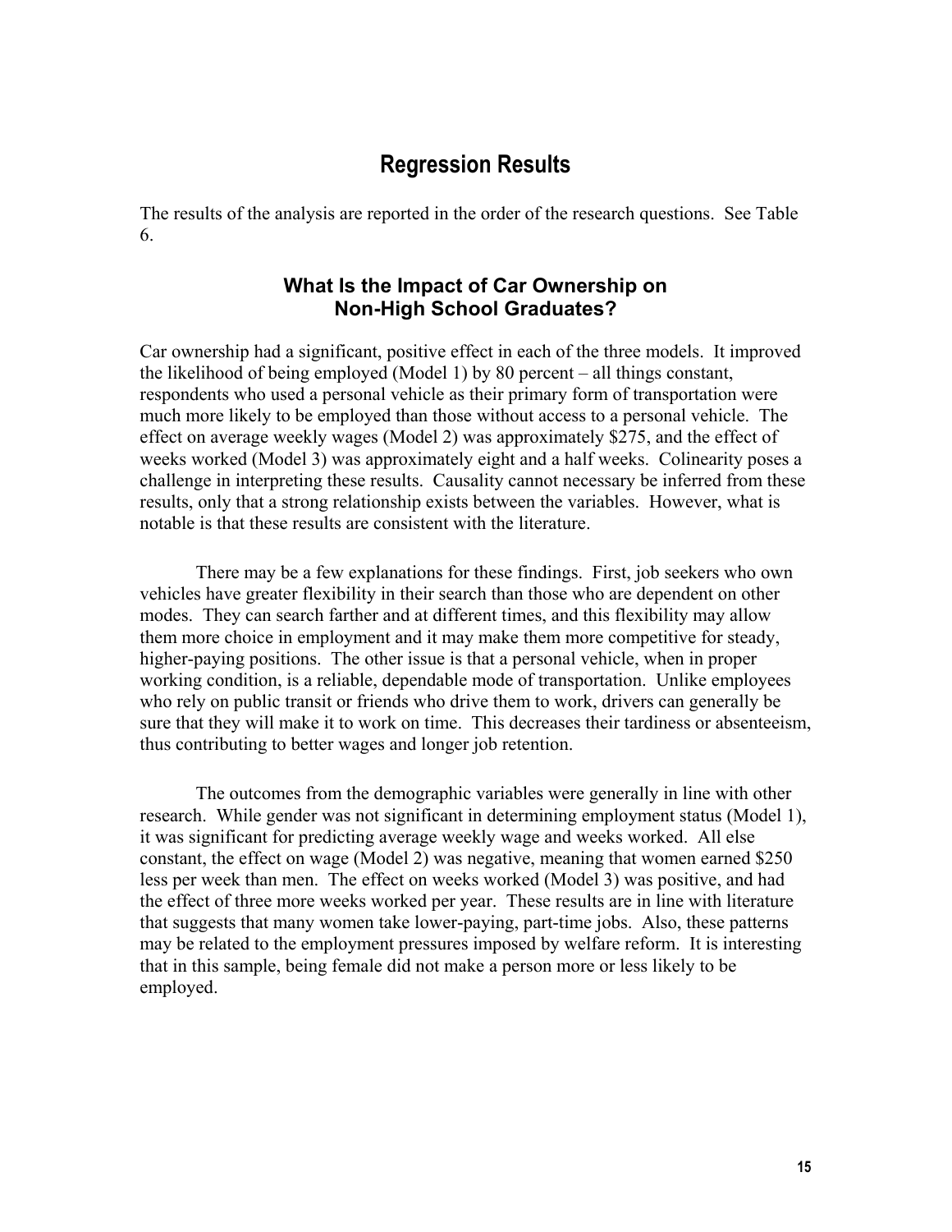## Regression Results

The results of the analysis are reported in the order of the research questions. See Table 6.

### What Is the Impact of Car Ownership on Non-High School Graduates?

Car ownership had a significant, positive effect in each of the three models. It improved the likelihood of being employed (Model 1) by 80 percent – all things constant, respondents who used a personal vehicle as their primary form of transportation were much more likely to be employed than those without access to a personal vehicle. The effect on average weekly wages (Model 2) was approximately $275, and the effect of weeks worked (Model 3) was approximately eight and a half weeks. Colinearity poses a challenge in interpreting these results. Causality cannot necessary be inferred from these results, only that a strong relationship exists between the variables. However, what is notable is that these results are consistent with the literature.

There may be a few explanations for these findings. First, job seekers who own vehicles have greater flexibility in their search than those who are dependent on other modes. They can search farther and at different times, and this flexibility may allow them more choice in employment and it may make them more competitive for steady, higher-paying positions. The other issue is that a personal vehicle, when in proper working condition, is a reliable, dependable mode of transportation. Unlike employees who rely on public transit or friends who drive them to work, drivers can generally be sure that they will make it to work on time. This decreases their tardiness or absenteeism, thus contributing to better wages and longer job retention.

The outcomes from the demographic variables were generally in line with other research. While gender was not significant in determining employment status (Model 1), it was significant for predicting average weekly wage and weeks worked. All else constant, the effect on wage (Model 2) was negative, meaning that women earned $250 less per week than men. The effect on weeks worked (Model 3) was positive, and had the effect of three more weeks worked per year. These results are in line with literature that suggests that many women take lower-paying, part-time jobs. Also, these patterns may be related to the employment pressures imposed by welfare reform. It is interesting that in this sample, being female did not make a person more or less likely to be employed.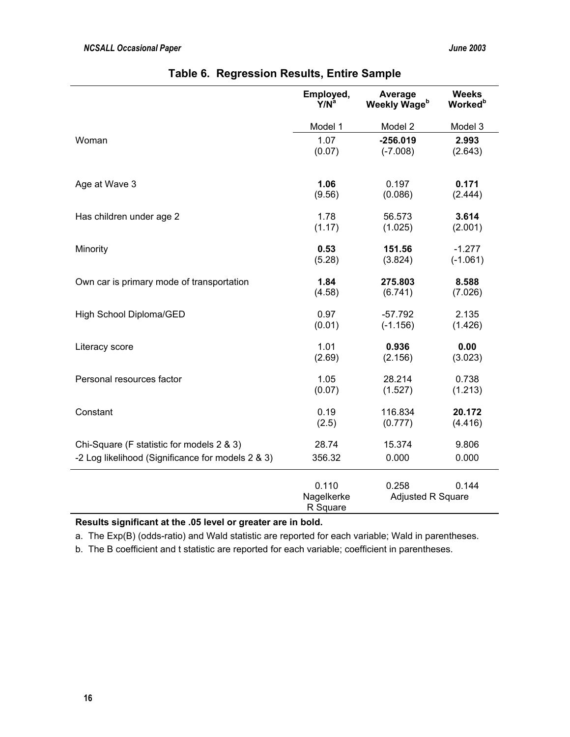## Table 6. Regression Results, Entire Sample

| | Employed, Y/N[a] | Average Weekly Wage[b] | Weeks Worked[b] |
|---|---|---|---|
| | Model 1 | Model 2 | Model 3 |
| Woman | 1.07<br>(0.07) | **-256.019**<br>**(-7.008)** | **2.993**<br>**(2.643)** |
| Age at Wave 3 | **1.06**<br>**(9.56)** | 0.197<br>(0.086) | **0.171**<br>**(2.444)** |
| Has children under age 2 | 1.78<br>(1.17) | 56.573<br>(1.025) | **3.614**<br>**(2.001)** |
| Minority | **0.53**<br>**(5.28)** | **151.56**<br>**(3.824)** | -1.277<br>(-1.061) |
| Own car is primary mode of transportation | **1.84**<br>**(4.58)** | **275.803**<br>**(6.741)** | **8.588**<br>**(7.026)** |
| High School Diploma/GED | 0.97<br>(0.01) | -57.792<br>(-1.156) | 2.135<br>(1.426) |
| Literacy score | 1.01<br>(2.69) | **0.936**<br>**(2.156)** | **0.00**<br>**(3.023)** |
| Personal resources factor | 1.05<br>(0.07) | 28.214<br>(1.527) | 0.738<br>(1.213) |
| Constant | 0.19<br>(2.5) | 116.834<br>(0.777) | **20.172**<br>**(4.416)** |
| Chi-Square (F statistic for models 2 & 3) | 28.74 | 15.374 | 9.806 |
| -2 Log likelihood (Significance for models 2 & 3) | 356.32 | 0.000 | 0.000 |
| | 0.110<br>Nagelkerke R Square | 0.258<br>Adjusted R Square | 0.144<br>Adjusted R Square |

**Results significant at the .05 level or greater are in bold.**

a. The Exp(B) (odds-ratio) and Wald statistic are reported for each variable; Wald in parentheses.

b. The B coefficient and t statistic are reported for each variable; coefficient in parentheses.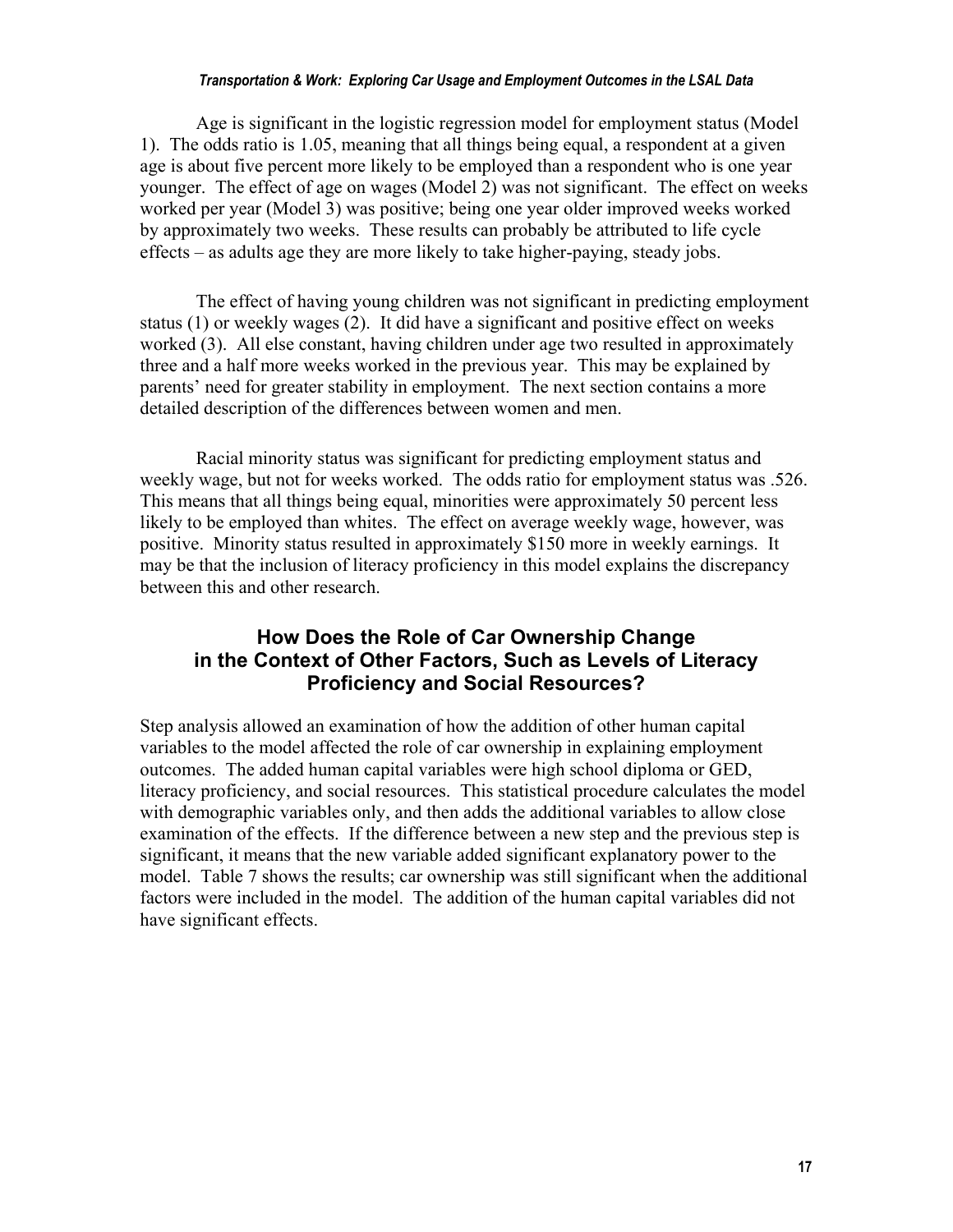Age is significant in the logistic regression model for employment status (Model 1). The odds ratio is 1.05, meaning that all things being equal, a respondent at a given age is about five percent more likely to be employed than a respondent who is one year younger. The effect of age on wages (Model 2) was not significant. The effect on weeks worked per year (Model 3) was positive; being one year older improved weeks worked by approximately two weeks. These results can probably be attributed to life cycle effects – as adults age they are more likely to take higher-paying, steady jobs.

The effect of having young children was not significant in predicting employment status (1) or weekly wages (2). It did have a significant and positive effect on weeks worked (3). All else constant, having children under age two resulted in approximately three and a half more weeks worked in the previous year. This may be explained by parents' need for greater stability in employment. The next section contains a more detailed description of the differences between women and men.

Racial minority status was significant for predicting employment status and weekly wage, but not for weeks worked. The odds ratio for employment status was .526. This means that all things being equal, minorities were approximately 50 percent less likely to be employed than whites. The effect on average weekly wage, however, was positive. Minority status resulted in approximately $150 more in weekly earnings. It may be that the inclusion of literacy proficiency in this model explains the discrepancy between this and other research.

## How Does the Role of Car Ownership Change in the Context of Other Factors, Such as Levels of Literacy Proficiency and Social Resources?

Step analysis allowed an examination of how the addition of other human capital variables to the model affected the role of car ownership in explaining employment outcomes. The added human capital variables were high school diploma or GED, literacy proficiency, and social resources. This statistical procedure calculates the model with demographic variables only, and then adds the additional variables to allow close examination of the effects. If the difference between a new step and the previous step is significant, it means that the new variable added significant explanatory power to the model. Table 7 shows the results; car ownership was still significant when the additional factors were included in the model. The addition of the human capital variables did not have significant effects.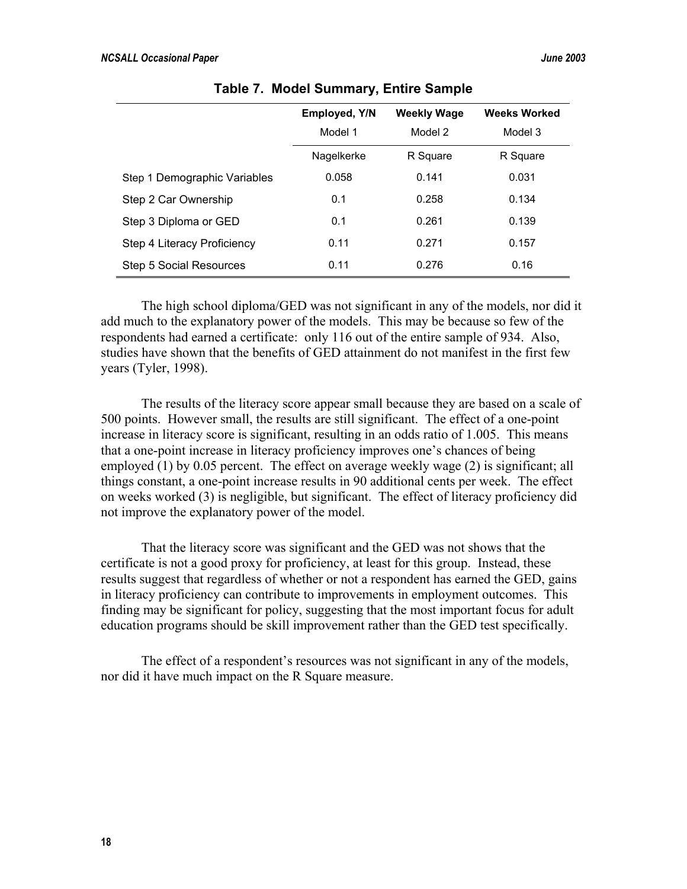**Table 7. Model Summary, Entire Sample**

| | Employed, Y/N | Weekly Wage | Weeks Worked |
|---|---|---|---|
| | Model 1 | Model 2 | Model 3 |
| | Nagelkerke | R Square | R Square |
| Step 1 Demographic Variables | 0.058 | 0.141 | 0.031 |
| Step 2 Car Ownership | 0.1 | 0.258 | 0.134 |
| Step 3 Diploma or GED | 0.1 | 0.261 | 0.139 |
| Step 4 Literacy Proficiency | 0.11 | 0.271 | 0.157 |
| Step 5 Social Resources | 0.11 | 0.276 | 0.16 |

The high school diploma/GED was not significant in any of the models, nor did it add much to the explanatory power of the models. This may be because so few of the respondents had earned a certificate: only 116 out of the entire sample of 934. Also, studies have shown that the benefits of GED attainment do not manifest in the first few years (Tyler, 1998).

The results of the literacy score appear small because they are based on a scale of 500 points. However small, the results are still significant. The effect of a one-point increase in literacy score is significant, resulting in an odds ratio of 1.005. This means that a one-point increase in literacy proficiency improves one's chances of being employed (1) by 0.05 percent. The effect on average weekly wage (2) is significant; all things constant, a one-point increase results in 90 additional cents per week. The effect on weeks worked (3) is negligible, but significant. The effect of literacy proficiency did not improve the explanatory power of the model.

That the literacy score was significant and the GED was not shows that the certificate is not a good proxy for proficiency, at least for this group. Instead, these results suggest that regardless of whether or not a respondent has earned the GED, gains in literacy proficiency can contribute to improvements in employment outcomes. This finding may be significant for policy, suggesting that the most important focus for adult education programs should be skill improvement rather than the GED test specifically.

The effect of a respondent's resources was not significant in any of the models, nor did it have much impact on the R Square measure.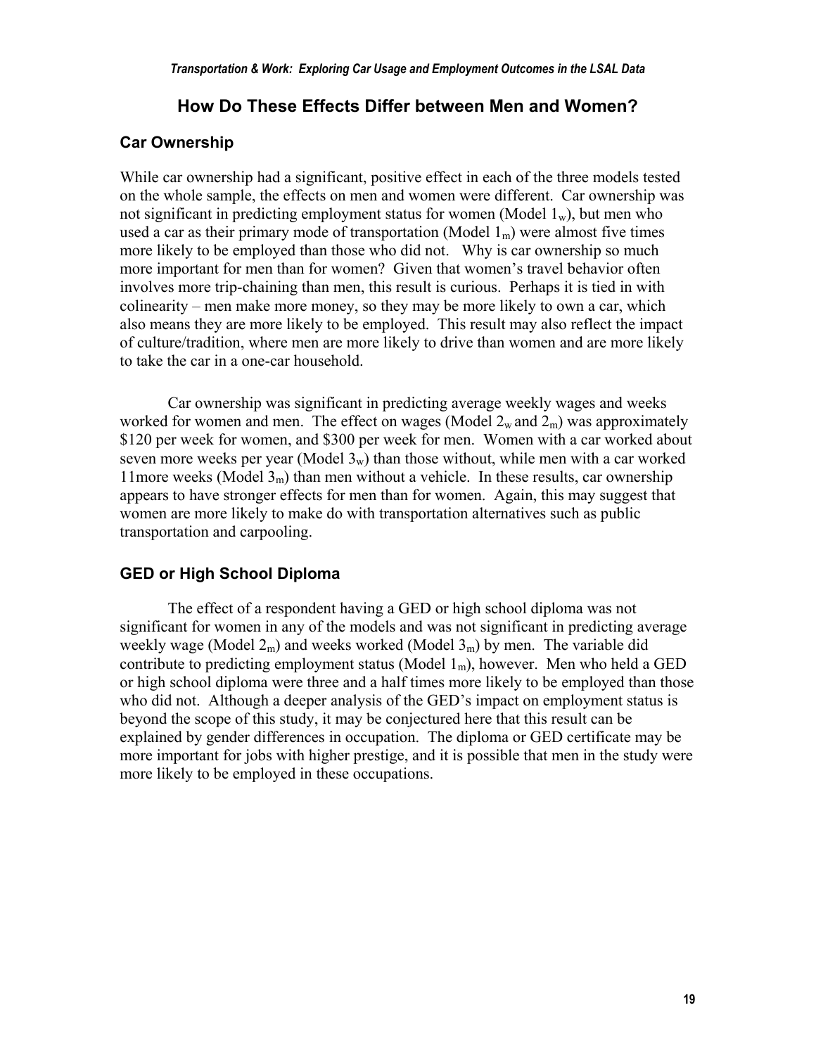## How Do These Effects Differ between Men and Women?

### Car Ownership

While car ownership had a significant, positive effect in each of the three models tested on the whole sample, the effects on men and women were different. Car ownership was not significant in predicting employment status for women (Model $1_w$), but men who used a car as their primary mode of transportation (Model $1_m$) were almost five times more likely to be employed than those who did not. Why is car ownership so much more important for men than for women? Given that women's travel behavior often involves more trip-chaining than men, this result is curious. Perhaps it is tied in with colinearity – men make more money, so they may be more likely to own a car, which also means they are more likely to be employed. This result may also reflect the impact of culture/tradition, where men are more likely to drive than women and are more likely to take the car in a one-car household.

Car ownership was significant in predicting average weekly wages and weeks worked for women and men. The effect on wages (Model $2_w$ and $2_m$) was approximately $120 per week for women, and $300 per week for men. Women with a car worked about seven more weeks per year (Model $3_w$) than those without, while men with a car worked 11more weeks (Model $3_m$) than men without a vehicle. In these results, car ownership appears to have stronger effects for men than for women. Again, this may suggest that women are more likely to make do with transportation alternatives such as public transportation and carpooling.

### GED or High School Diploma

The effect of a respondent having a GED or high school diploma was not significant for women in any of the models and was not significant in predicting average weekly wage (Model $2_m$) and weeks worked (Model $3_m$) by men. The variable did contribute to predicting employment status (Model $1_m$), however. Men who held a GED or high school diploma were three and a half times more likely to be employed than those who did not. Although a deeper analysis of the GED's impact on employment status is beyond the scope of this study, it may be conjectured here that this result can be explained by gender differences in occupation. The diploma or GED certificate may be more important for jobs with higher prestige, and it is possible that men in the study were more likely to be employed in these occupations.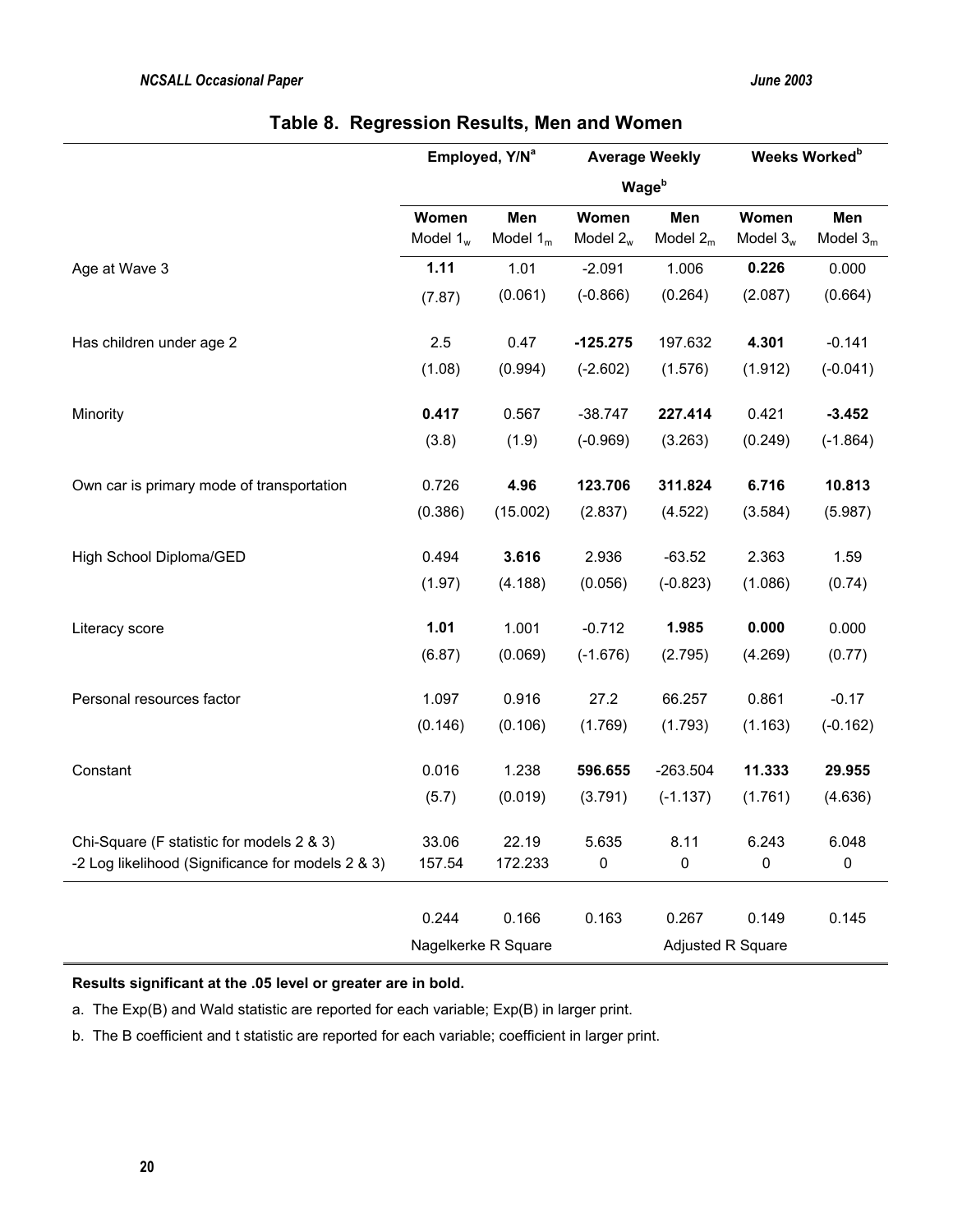# Table 8. Regression Results, Men and Women

| | Employed, Y/N[a] | | Average Weekly Wage[b] | | Weeks Worked[b] | |
|---|---|---|---|---|---|---|
| | Women Model $1_w$ | Men Model $1_m$ | Women Model $2_w$ | Men Model $2_m$ | Women Model $3_w$ | Men Model $3_m$ |
| Age at Wave 3 | **1.11** | 1.01 | -2.091 | 1.006 | **0.226** | 0.000 |
| | (7.87) | (0.061) | (-0.866) | (0.264) | (2.087) | (0.664) |
| Has children under age 2 | 2.5 | 0.47 | **-125.275** | 197.632 | **4.301** | -0.141 |
| | (1.08) | (0.994) | (-2.602) | (1.576) | (1.912) | (-0.041) |
| Minority | **0.417** | 0.567 | -38.747 | **227.414** | 0.421 | **-3.452** |
| | (3.8) | (1.9) | (-0.969) | (3.263) | (0.249) | (-1.864) |
| Own car is primary mode of transportation | 0.726 | **4.96** | **123.706** | **311.824** | **6.716** | **10.813** |
| | (0.386) | (15.002) | (2.837) | (4.522) | (3.584) | (5.987) |
| High School Diploma/GED | 0.494 | **3.616** | 2.936 | -63.52 | 2.363 | 1.59 |
| | (1.97) | (4.188) | (0.056) | (-0.823) | (1.086) | (0.74) |
| Literacy score | **1.01** | 1.001 | -0.712 | **1.985** | **0.000** | 0.000 |
| | (6.87) | (0.069) | (-1.676) | (2.795) | (4.269) | (0.77) |
| Personal resources factor | 1.097 | 0.916 | 27.2 | 66.257 | 0.861 | -0.17 |
| | (0.146) | (0.106) | (1.769) | (1.793) | (1.163) | (-0.162) |
| Constant | 0.016 | 1.238 | **596.655** | -263.504 | **11.333** | **29.955** |
| | (5.7) | (0.019) | (3.791) | (-1.137) | (1.761) | (4.636) |
| Chi-Square (F statistic for models 2 & 3) | 33.06 | 22.19 | 5.635 | 8.11 | 6.243 | 6.048 |
| -2 Log likelihood (Significance for models 2 & 3) | 157.54 | 172.233 | 0 | 0 | 0 | 0 |
| | 0.244 | 0.166 | 0.163 | 0.267 | 0.149 | 0.145 |
| | Nagelkerke R Square | | Adjusted R Square | | | |

**Results significant at the .05 level or greater are in bold.**

a. The Exp(B) and Wald statistic are reported for each variable; Exp(B) in larger print.

b. The B coefficient and t statistic are reported for each variable; coefficient in larger print.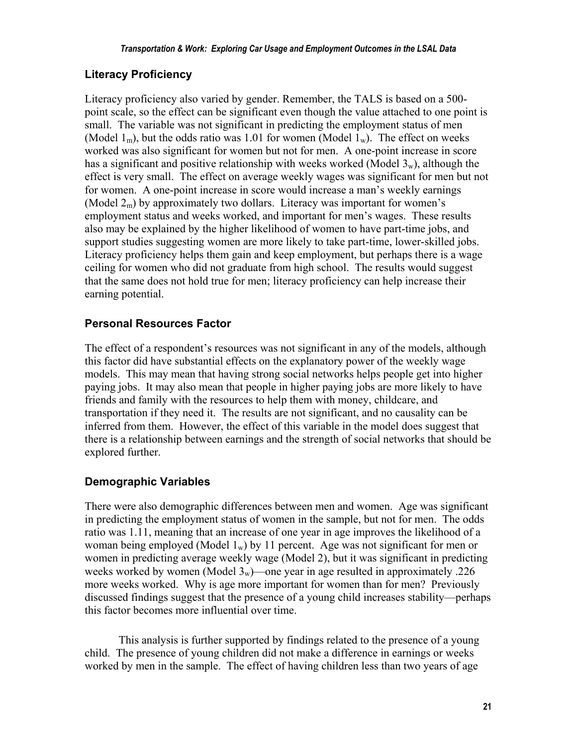## Literacy Proficiency

Literacy proficiency also varied by gender. Remember, the TALS is based on a 500-point scale, so the effect can be significant even though the value attached to one point is small. The variable was not significant in predicting the employment status of men (Model $1_m$), but the odds ratio was 1.01 for women (Model $1_w$). The effect on weeks worked was also significant for women but not for men. A one-point increase in score has a significant and positive relationship with weeks worked (Model $3_w$), although the effect is very small. The effect on average weekly wages was significant for men but not for women. A one-point increase in score would increase a man's weekly earnings (Model $2_m$) by approximately two dollars. Literacy was important for women's employment status and weeks worked, and important for men's wages. These results also may be explained by the higher likelihood of women to have part-time jobs, and support studies suggesting women are more likely to take part-time, lower-skilled jobs. Literacy proficiency helps them gain and keep employment, but perhaps there is a wage ceiling for women who did not graduate from high school. The results would suggest that the same does not hold true for men; literacy proficiency can help increase their earning potential.

## Personal Resources Factor

The effect of a respondent's resources was not significant in any of the models, although this factor did have substantial effects on the explanatory power of the weekly wage models. This may mean that having strong social networks helps people get into higher paying jobs. It may also mean that people in higher paying jobs are more likely to have friends and family with the resources to help them with money, childcare, and transportation if they need it. The results are not significant, and no causality can be inferred from them. However, the effect of this variable in the model does suggest that there is a relationship between earnings and the strength of social networks that should be explored further.

## Demographic Variables

There were also demographic differences between men and women. Age was significant in predicting the employment status of women in the sample, but not for men. The odds ratio was 1.11, meaning that an increase of one year in age improves the likelihood of a woman being employed (Model $1_w$) by 11 percent. Age was not significant for men or women in predicting average weekly wage (Model 2), but it was significant in predicting weeks worked by women (Model $3_w$)—one year in age resulted in approximately .226 more weeks worked. Why is age more important for women than for men? Previously discussed findings suggest that the presence of a young child increases stability—perhaps this factor becomes more influential over time.

This analysis is further supported by findings related to the presence of a young child. The presence of young children did not make a difference in earnings or weeks worked by men in the sample. The effect of having children less than two years of age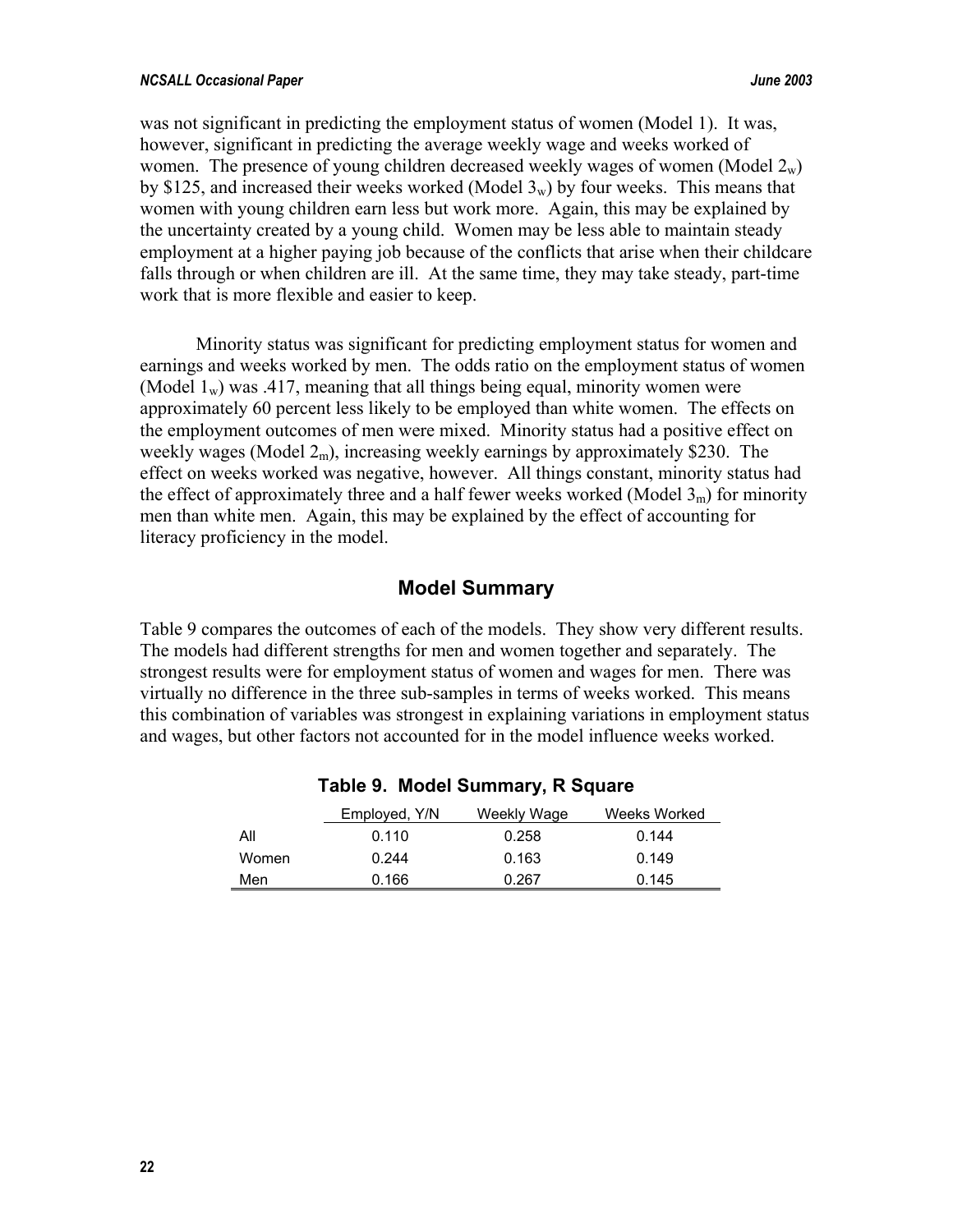was not significant in predicting the employment status of women (Model 1). It was, however, significant in predicting the average weekly wage and weeks worked of women. The presence of young children decreased weekly wages of women (Model $2_w$) by $125, and increased their weeks worked (Model $3_w$) by four weeks. This means that women with young children earn less but work more. Again, this may be explained by the uncertainty created by a young child. Women may be less able to maintain steady employment at a higher paying job because of the conflicts that arise when their childcare falls through or when children are ill. At the same time, they may take steady, part-time work that is more flexible and easier to keep.

Minority status was significant for predicting employment status for women and earnings and weeks worked by men. The odds ratio on the employment status of women (Model $1_w$) was .417, meaning that all things being equal, minority women were approximately 60 percent less likely to be employed than white women. The effects on the employment outcomes of men were mixed. Minority status had a positive effect on weekly wages (Model $2_m$), increasing weekly earnings by approximately $230. The effect on weeks worked was negative, however. All things constant, minority status had the effect of approximately three and a half fewer weeks worked (Model $3_m$) for minority men than white men. Again, this may be explained by the effect of accounting for literacy proficiency in the model.

## Model Summary

Table 9 compares the outcomes of each of the models. They show very different results. The models had different strengths for men and women together and separately. The strongest results were for employment status of women and wages for men. There was virtually no difference in the three sub-samples in terms of weeks worked. This means this combination of variables was strongest in explaining variations in employment status and wages, but other factors not accounted for in the model influence weeks worked.

**Table 9. Model Summary, R Square**

| | Employed, Y/N | Weekly Wage | Weeks Worked |
|---|---|---|---|
| All | 0.110 | 0.258 | 0.144 |
| Women | 0.244 | 0.163 | 0.149 |
| Men | 0.166 | 0.267 | 0.145 |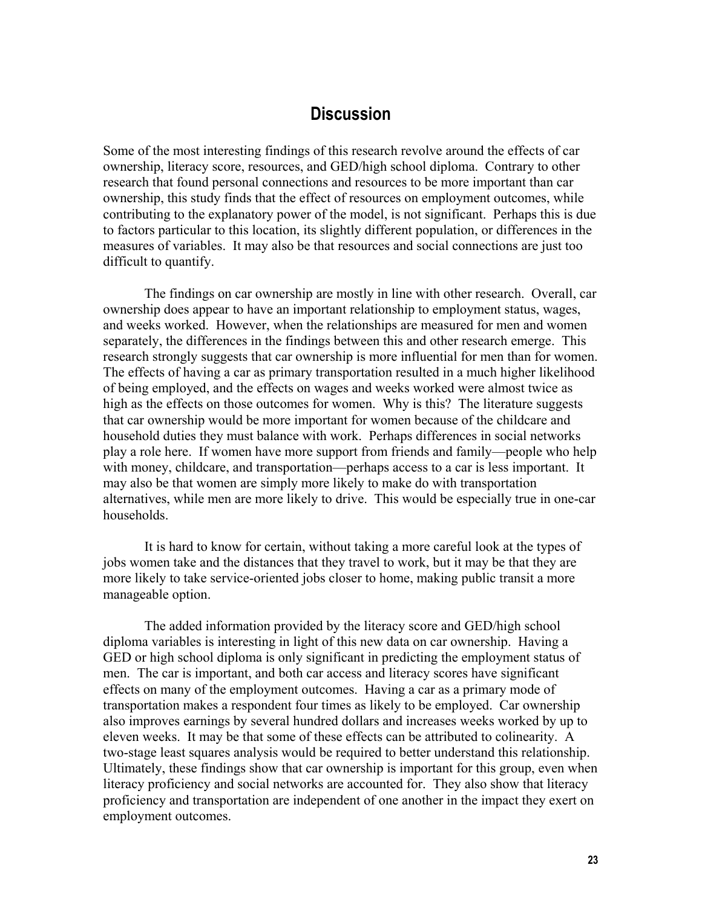## Discussion

Some of the most interesting findings of this research revolve around the effects of car ownership, literacy score, resources, and GED/high school diploma. Contrary to other research that found personal connections and resources to be more important than car ownership, this study finds that the effect of resources on employment outcomes, while contributing to the explanatory power of the model, is not significant. Perhaps this is due to factors particular to this location, its slightly different population, or differences in the measures of variables. It may also be that resources and social connections are just too difficult to quantify.

The findings on car ownership are mostly in line with other research. Overall, car ownership does appear to have an important relationship to employment status, wages, and weeks worked. However, when the relationships are measured for men and women separately, the differences in the findings between this and other research emerge. This research strongly suggests that car ownership is more influential for men than for women. The effects of having a car as primary transportation resulted in a much higher likelihood of being employed, and the effects on wages and weeks worked were almost twice as high as the effects on those outcomes for women. Why is this? The literature suggests that car ownership would be more important for women because of the childcare and household duties they must balance with work. Perhaps differences in social networks play a role here. If women have more support from friends and family—people who help with money, childcare, and transportation—perhaps access to a car is less important. It may also be that women are simply more likely to make do with transportation alternatives, while men are more likely to drive. This would be especially true in one-car households.

It is hard to know for certain, without taking a more careful look at the types of jobs women take and the distances that they travel to work, but it may be that they are more likely to take service-oriented jobs closer to home, making public transit a more manageable option.

The added information provided by the literacy score and GED/high school diploma variables is interesting in light of this new data on car ownership. Having a GED or high school diploma is only significant in predicting the employment status of men. The car is important, and both car access and literacy scores have significant effects on many of the employment outcomes. Having a car as a primary mode of transportation makes a respondent four times as likely to be employed. Car ownership also improves earnings by several hundred dollars and increases weeks worked by up to eleven weeks. It may be that some of these effects can be attributed to colinearity. A two-stage least squares analysis would be required to better understand this relationship. Ultimately, these findings show that car ownership is important for this group, even when literacy proficiency and social networks are accounted for. They also show that literacy proficiency and transportation are independent of one another in the impact they exert on employment outcomes.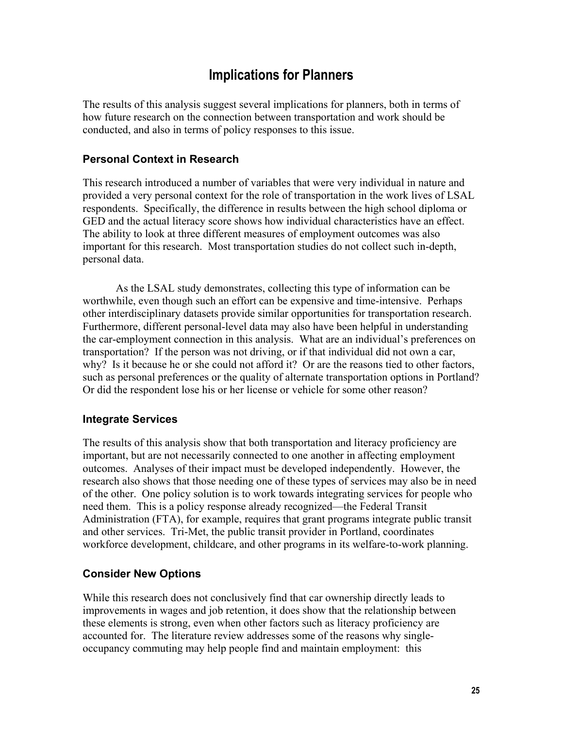# Implications for Planners

The results of this analysis suggest several implications for planners, both in terms of how future research on the connection between transportation and work should be conducted, and also in terms of policy responses to this issue.

## Personal Context in Research

This research introduced a number of variables that were very individual in nature and provided a very personal context for the role of transportation in the work lives of LSAL respondents. Specifically, the difference in results between the high school diploma or GED and the actual literacy score shows how individual characteristics have an effect. The ability to look at three different measures of employment outcomes was also important for this research. Most transportation studies do not collect such in-depth, personal data.

As the LSAL study demonstrates, collecting this type of information can be worthwhile, even though such an effort can be expensive and time-intensive. Perhaps other interdisciplinary datasets provide similar opportunities for transportation research. Furthermore, different personal-level data may also have been helpful in understanding the car-employment connection in this analysis. What are an individual's preferences on transportation? If the person was not driving, or if that individual did not own a car, why? Is it because he or she could not afford it? Or are the reasons tied to other factors, such as personal preferences or the quality of alternate transportation options in Portland? Or did the respondent lose his or her license or vehicle for some other reason?

## Integrate Services

The results of this analysis show that both transportation and literacy proficiency are important, but are not necessarily connected to one another in affecting employment outcomes. Analyses of their impact must be developed independently. However, the research also shows that those needing one of these types of services may also be in need of the other. One policy solution is to work towards integrating services for people who need them. This is a policy response already recognized—the Federal Transit Administration (FTA), for example, requires that grant programs integrate public transit and other services. Tri-Met, the public transit provider in Portland, coordinates workforce development, childcare, and other programs in its welfare-to-work planning.

## Consider New Options

While this research does not conclusively find that car ownership directly leads to improvements in wages and job retention, it does show that the relationship between these elements is strong, even when other factors such as literacy proficiency are accounted for. The literature review addresses some of the reasons why single-occupancy commuting may help people find and maintain employment: this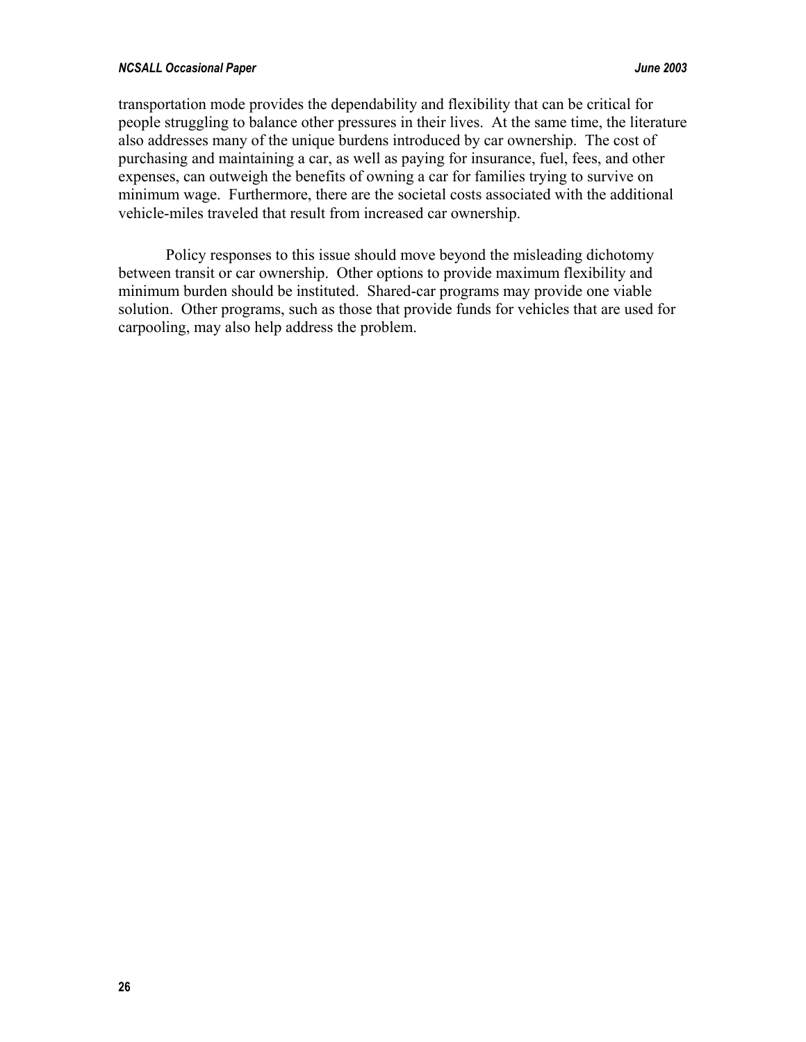transportation mode provides the dependability and flexibility that can be critical for people struggling to balance other pressures in their lives. At the same time, the literature also addresses many of the unique burdens introduced by car ownership. The cost of purchasing and maintaining a car, as well as paying for insurance, fuel, fees, and other expenses, can outweigh the benefits of owning a car for families trying to survive on minimum wage. Furthermore, there are the societal costs associated with the additional vehicle-miles traveled that result from increased car ownership.

Policy responses to this issue should move beyond the misleading dichotomy between transit or car ownership. Other options to provide maximum flexibility and minimum burden should be instituted. Shared-car programs may provide one viable solution. Other programs, such as those that provide funds for vehicles that are used for carpooling, may also help address the problem.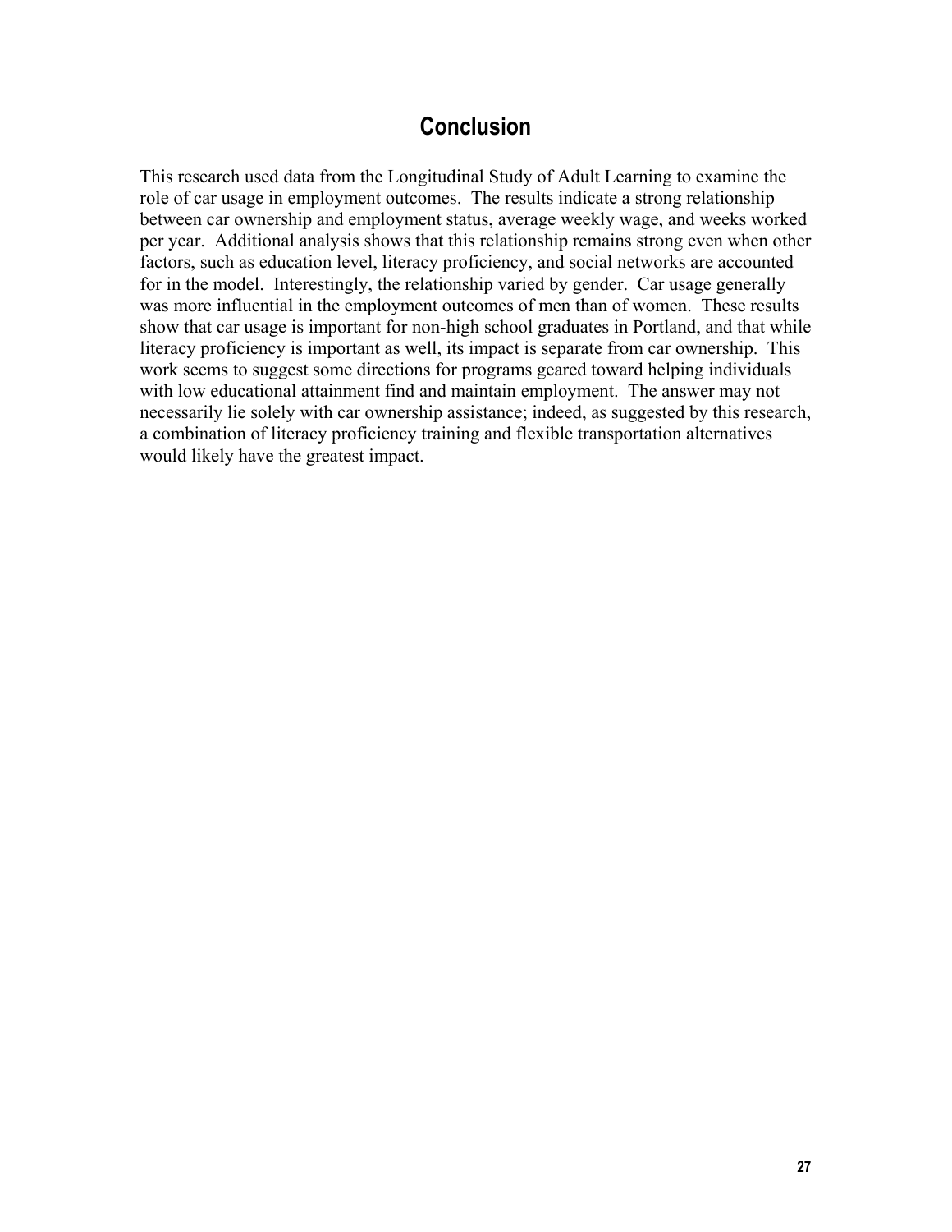## Conclusion

This research used data from the Longitudinal Study of Adult Learning to examine the role of car usage in employment outcomes. The results indicate a strong relationship between car ownership and employment status, average weekly wage, and weeks worked per year. Additional analysis shows that this relationship remains strong even when other factors, such as education level, literacy proficiency, and social networks are accounted for in the model. Interestingly, the relationship varied by gender. Car usage generally was more influential in the employment outcomes of men than of women. These results show that car usage is important for non-high school graduates in Portland, and that while literacy proficiency is important as well, its impact is separate from car ownership. This work seems to suggest some directions for programs geared toward helping individuals with low educational attainment find and maintain employment. The answer may not necessarily lie solely with car ownership assistance; indeed, as suggested by this research, a combination of literacy proficiency training and flexible transportation alternatives would likely have the greatest impact.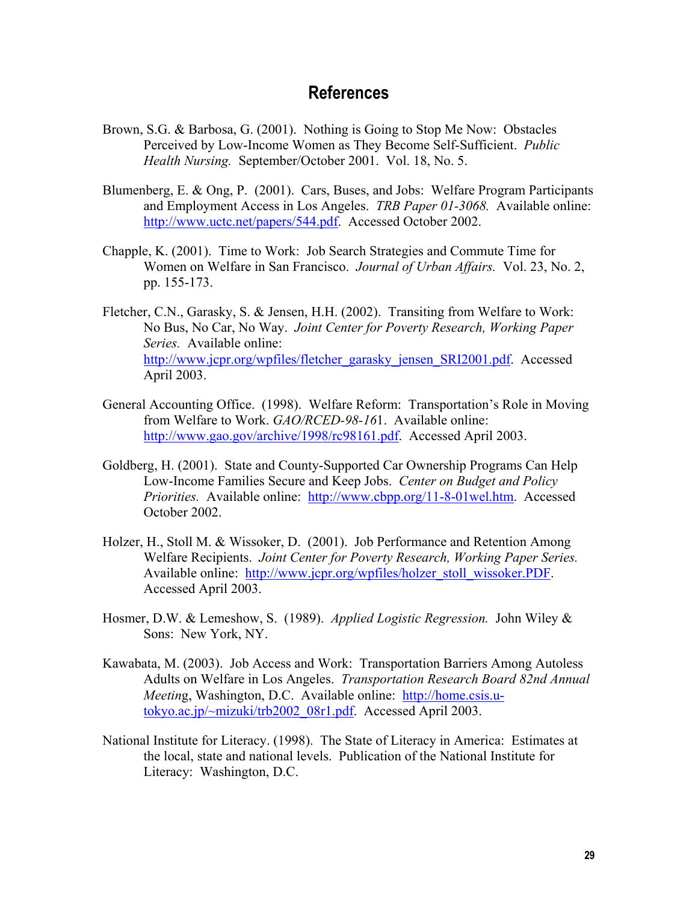## References

Brown, S.G. & Barbosa, G. (2001). Nothing is Going to Stop Me Now: Obstacles Perceived by Low-Income Women as They Become Self-Sufficient. *Public Health Nursing.* September/October 2001. Vol. 18, No. 5.

Blumenberg, E. & Ong, P. (2001). Cars, Buses, and Jobs: Welfare Program Participants and Employment Access in Los Angeles. *TRB Paper 01-3068.* Available online: http://www.uctc.net/papers/544.pdf. Accessed October 2002.

Chapple, K. (2001). Time to Work: Job Search Strategies and Commute Time for Women on Welfare in San Francisco. *Journal of Urban Affairs.* Vol. 23, No. 2, pp. 155-173.

Fletcher, C.N., Garasky, S. & Jensen, H.H. (2002). Transiting from Welfare to Work: No Bus, No Car, No Way. *Joint Center for Poverty Research, Working Paper Series.* Available online: http://www.jcpr.org/wpfiles/fletcher_garasky_jensen_SRI2001.pdf. Accessed April 2003.

General Accounting Office. (1998). Welfare Reform: Transportation's Role in Moving from Welfare to Work. *GAO/RCED-98-16*1. Available online: http://www.gao.gov/archive/1998/rc98161.pdf. Accessed April 2003.

Goldberg, H. (2001). State and County-Supported Car Ownership Programs Can Help Low-Income Families Secure and Keep Jobs. *Center on Budget and Policy Priorities.* Available online: http://www.cbpp.org/11-8-01wel.htm. Accessed October 2002.

Holzer, H., Stoll M. & Wissoker, D. (2001). Job Performance and Retention Among Welfare Recipients. *Joint Center for Poverty Research, Working Paper Series.* Available online: http://www.jcpr.org/wpfiles/holzer_stoll_wissoker.PDF. Accessed April 2003.

Hosmer, D.W. & Lemeshow, S. (1989). *Applied Logistic Regression.* John Wiley & Sons: New York, NY.

Kawabata, M. (2003). Job Access and Work: Transportation Barriers Among Autoless Adults on Welfare in Los Angeles. *Transportation Research Board 82nd Annual Meetin*g, Washington, D.C. Available online: http://home.csis.u-tokyo.ac.jp/~mizuki/trb2002_08r1.pdf. Accessed April 2003.

National Institute for Literacy. (1998). The State of Literacy in America: Estimates at the local, state and national levels. Publication of the National Institute for Literacy: Washington, D.C.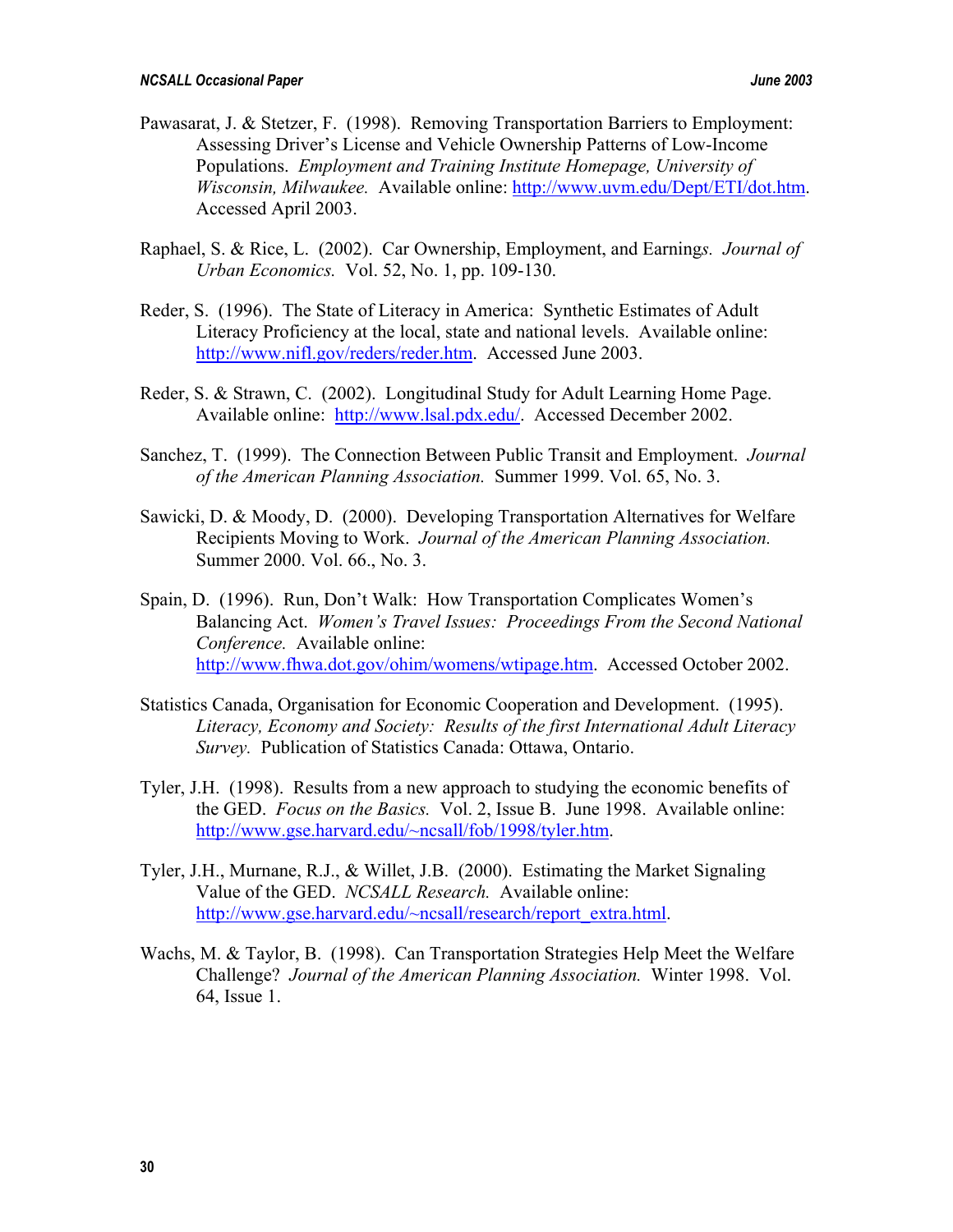Pawasarat, J. & Stetzer, F. (1998). Removing Transportation Barriers to Employment: Assessing Driver's License and Vehicle Ownership Patterns of Low-Income Populations. *Employment and Training Institute Homepage, University of Wisconsin, Milwaukee.* Available online: http://www.uvm.edu/Dept/ETI/dot.htm. Accessed April 2003.

Raphael, S. & Rice, L. (2002). Car Ownership, Employment, and Earnings. *Journal of Urban Economics.* Vol. 52, No. 1, pp. 109-130.

Reder, S. (1996). The State of Literacy in America: Synthetic Estimates of Adult Literacy Proficiency at the local, state and national levels. Available online: http://www.nifl.gov/reders/reder.htm. Accessed June 2003.

Reder, S. & Strawn, C. (2002). Longitudinal Study for Adult Learning Home Page. Available online: http://www.lsal.pdx.edu/. Accessed December 2002.

Sanchez, T. (1999). The Connection Between Public Transit and Employment. *Journal of the American Planning Association.* Summer 1999. Vol. 65, No. 3.

Sawicki, D. & Moody, D. (2000). Developing Transportation Alternatives for Welfare Recipients Moving to Work. *Journal of the American Planning Association.* Summer 2000. Vol. 66., No. 3.

Spain, D. (1996). Run, Don't Walk: How Transportation Complicates Women's Balancing Act. *Women's Travel Issues: Proceedings From the Second National Conference.* Available online: http://www.fhwa.dot.gov/ohim/womens/wtipage.htm. Accessed October 2002.

Statistics Canada, Organisation for Economic Cooperation and Development. (1995). *Literacy, Economy and Society: Results of the first International Adult Literacy Survey.* Publication of Statistics Canada: Ottawa, Ontario.

Tyler, J.H. (1998). Results from a new approach to studying the economic benefits of the GED. *Focus on the Basics.* Vol. 2, Issue B. June 1998. Available online: http://www.gse.harvard.edu/~ncsall/fob/1998/tyler.htm.

Tyler, J.H., Murnane, R.J., & Willet, J.B. (2000). Estimating the Market Signaling Value of the GED. *NCSALL Research.* Available online: http://www.gse.harvard.edu/~ncsall/research/report_extra.html.

Wachs, M. & Taylor, B. (1998). Can Transportation Strategies Help Meet the Welfare Challenge? *Journal of the American Planning Association.* Winter 1998. Vol. 64, Issue 1.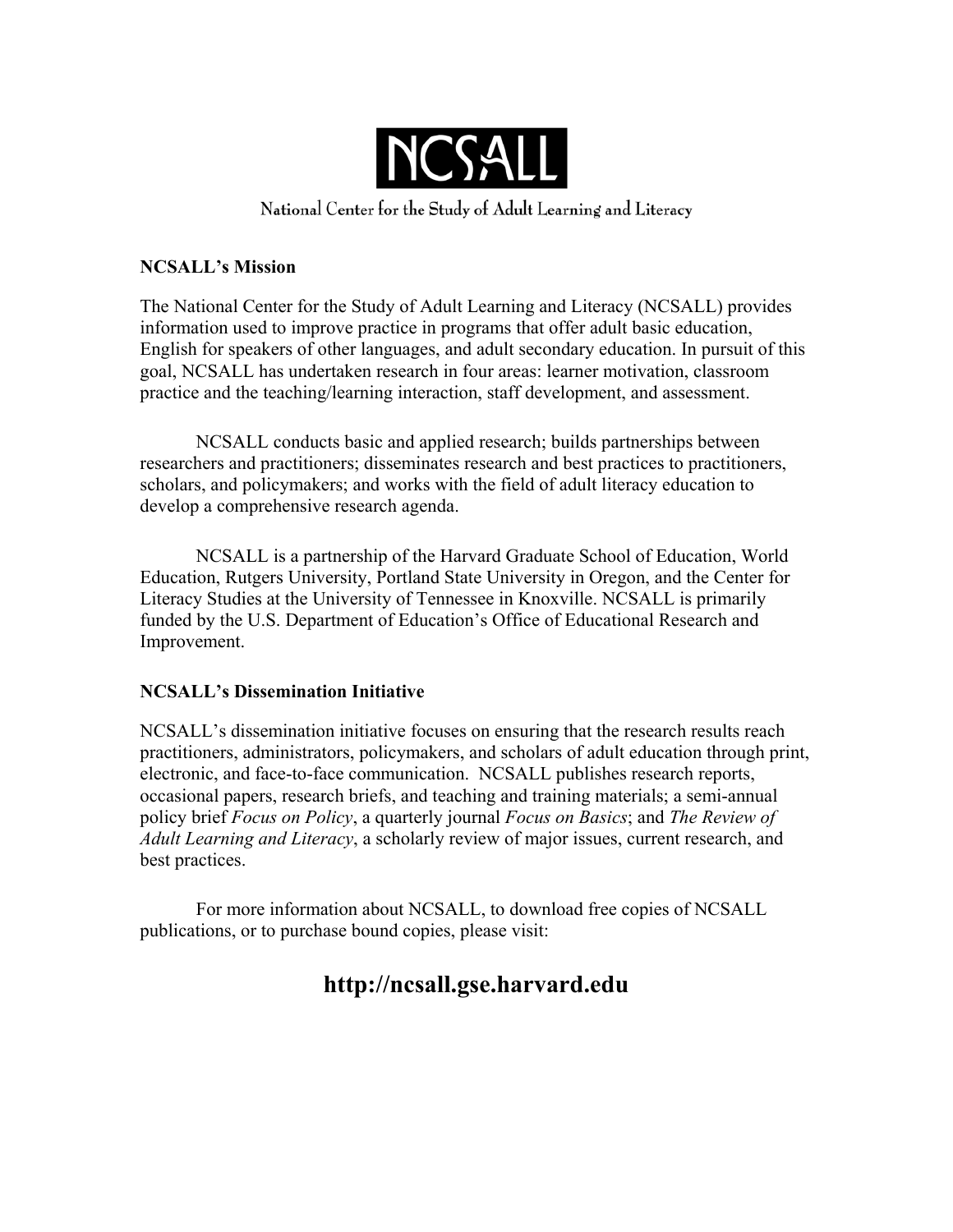# NCSALL

National Center for the Study of Adult Learning and Literacy

**NCSALL's Mission**

The National Center for the Study of Adult Learning and Literacy (NCSALL) provides information used to improve practice in programs that offer adult basic education, English for speakers of other languages, and adult secondary education. In pursuit of this goal, NCSALL has undertaken research in four areas: learner motivation, classroom practice and the teaching/learning interaction, staff development, and assessment.

NCSALL conducts basic and applied research; builds partnerships between researchers and practitioners; disseminates research and best practices to practitioners, scholars, and policymakers; and works with the field of adult literacy education to develop a comprehensive research agenda.

NCSALL is a partnership of the Harvard Graduate School of Education, World Education, Rutgers University, Portland State University in Oregon, and the Center for Literacy Studies at the University of Tennessee in Knoxville. NCSALL is primarily funded by the U.S. Department of Education's Office of Educational Research and Improvement.

**NCSALL's Dissemination Initiative**

NCSALL's dissemination initiative focuses on ensuring that the research results reach practitioners, administrators, policymakers, and scholars of adult education through print, electronic, and face-to-face communication. NCSALL publishes research reports, occasional papers, research briefs, and teaching and training materials; a semi-annual policy brief *Focus on Policy*, a quarterly journal *Focus on Basics*; and *The Review of Adult Learning and Literacy*, a scholarly review of major issues, current research, and best practices.

For more information about NCSALL, to download free copies of NCSALL publications, or to purchase bound copies, please visit:

**http://ncsall.gse.harvard.edu**